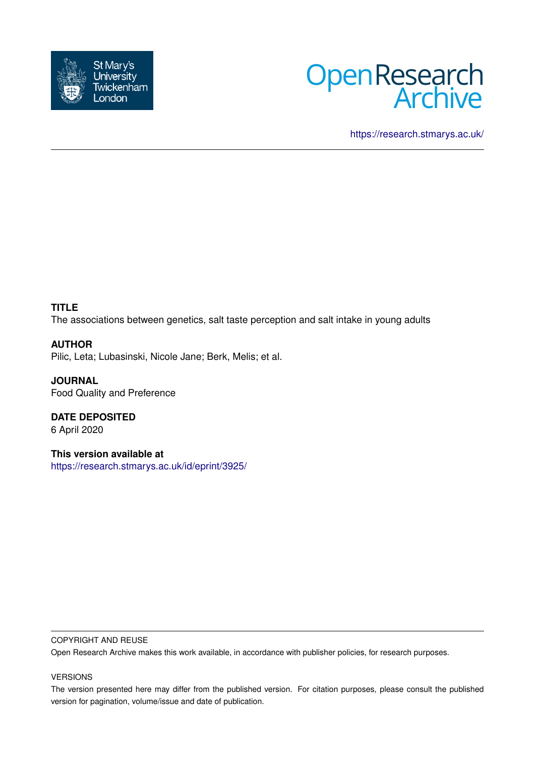St Mary's University Twickenham London

Open Research Archive

https://research.stmarys.ac.uk/

**TITLE**

The associations between genetics, salt taste perception and salt intake in young adults

**AUTHOR**

Pilic, Leta; Lubasinski, Nicole Jane; Berk, Melis; et al.

**JOURNAL**

Food Quality and Preference

**DATE DEPOSITED**

6 April 2020

**This version available at**

https://research.stmarys.ac.uk/id/eprint/3925/

COPYRIGHT AND REUSE

Open Research Archive makes this work available, in accordance with publisher policies, for research purposes.

VERSIONS

The version presented here may differ from the published version. For citation purposes, please consult the published version for pagination, volume/issue and date of publication.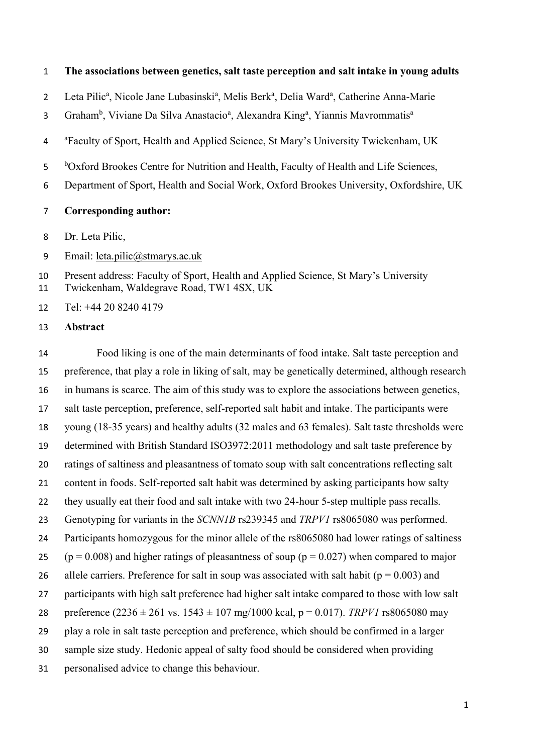**The associations between genetics, salt taste perception and salt intake in young adults**

Leta Pilic[a], Nicole Jane Lubasinski[a], Melis Berk[a], Delia Ward[a], Catherine Anna-Marie Graham[b], Viviane Da Silva Anastacio[a], Alexandra King[a], Yiannis Mavrommatis[a]

[a]Faculty of Sport, Health and Applied Science, St Mary's University Twickenham, UK

[b]Oxford Brookes Centre for Nutrition and Health, Faculty of Health and Life Sciences, Department of Sport, Health and Social Work, Oxford Brookes University, Oxfordshire, UK

**Corresponding author:**

Dr. Leta Pilic,

Email: leta.pilic@stmarys.ac.uk

Present address: Faculty of Sport, Health and Applied Science, St Mary's University Twickenham, Waldegrave Road, TW1 4SX, UK

Tel: +44 20 8240 4179

**Abstract**

Food liking is one of the main determinants of food intake. Salt taste perception and preference, that play a role in liking of salt, may be genetically determined, although research in humans is scarce. The aim of this study was to explore the associations between genetics, salt taste perception, preference, self-reported salt habit and intake. The participants were young (18-35 years) and healthy adults (32 males and 63 females). Salt taste thresholds were determined with British Standard ISO3972:2011 methodology and salt taste preference by ratings of saltiness and pleasantness of tomato soup with salt concentrations reflecting salt content in foods. Self-reported salt habit was determined by asking participants how salty they usually eat their food and salt intake with two 24-hour 5-step multiple pass recalls. Genotyping for variants in the *SCNN1B* rs239345 and *TRPV1* rs8065080 was performed. Participants homozygous for the minor allele of the rs8065080 had lower ratings of saltiness ($p = 0.008$) and higher ratings of pleasantness of soup ($p = 0.027$) when compared to major allele carriers. Preference for salt in soup was associated with salt habit ($p = 0.003$) and participants with high salt preference had higher salt intake compared to those with low salt preference ($2236 \pm 261$ vs. $1543 \pm 107$ mg/1000 kcal, $p = 0.017$). *TRPV1* rs8065080 may play a role in salt taste perception and preference, which should be confirmed in a larger sample size study. Hedonic appeal of salty food should be considered when providing personalised advice to change this behaviour.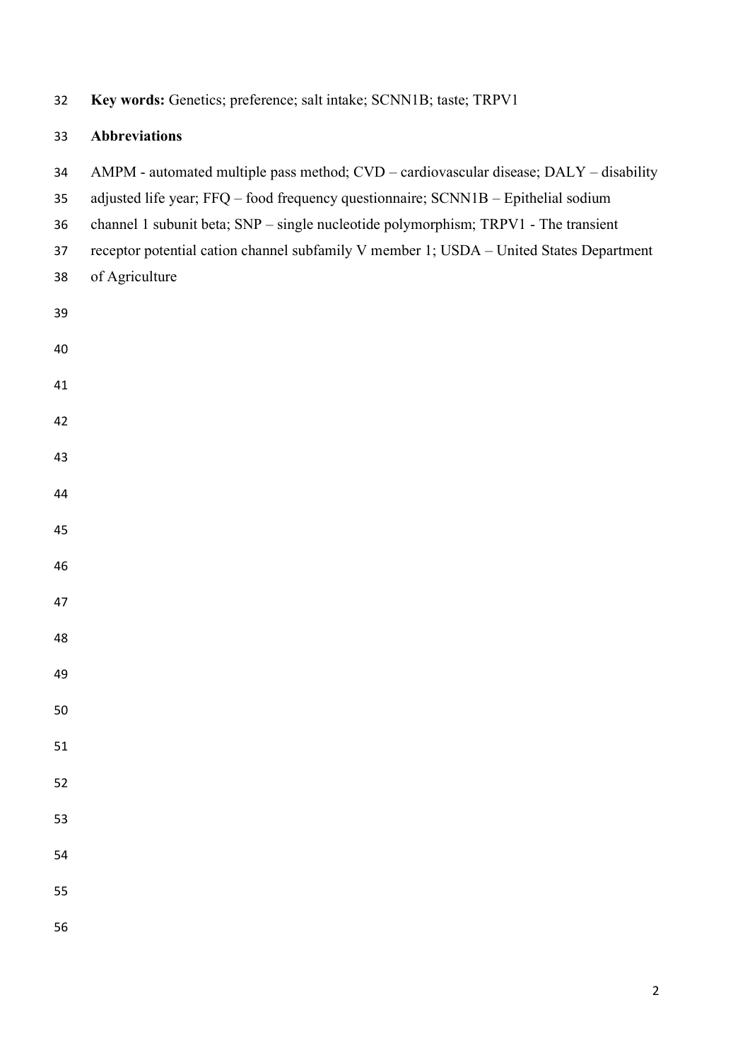**Key words:** Genetics; preference; salt intake; SCNN1B; taste; TRPV1

**Abbreviations**

AMPM - automated multiple pass method; CVD – cardiovascular disease; DALY – disability adjusted life year; FFQ – food frequency questionnaire; SCNN1B – Epithelial sodium channel 1 subunit beta; SNP – single nucleotide polymorphism; TRPV1 - The transient receptor potential cation channel subfamily V member 1; USDA – United States Department of Agriculture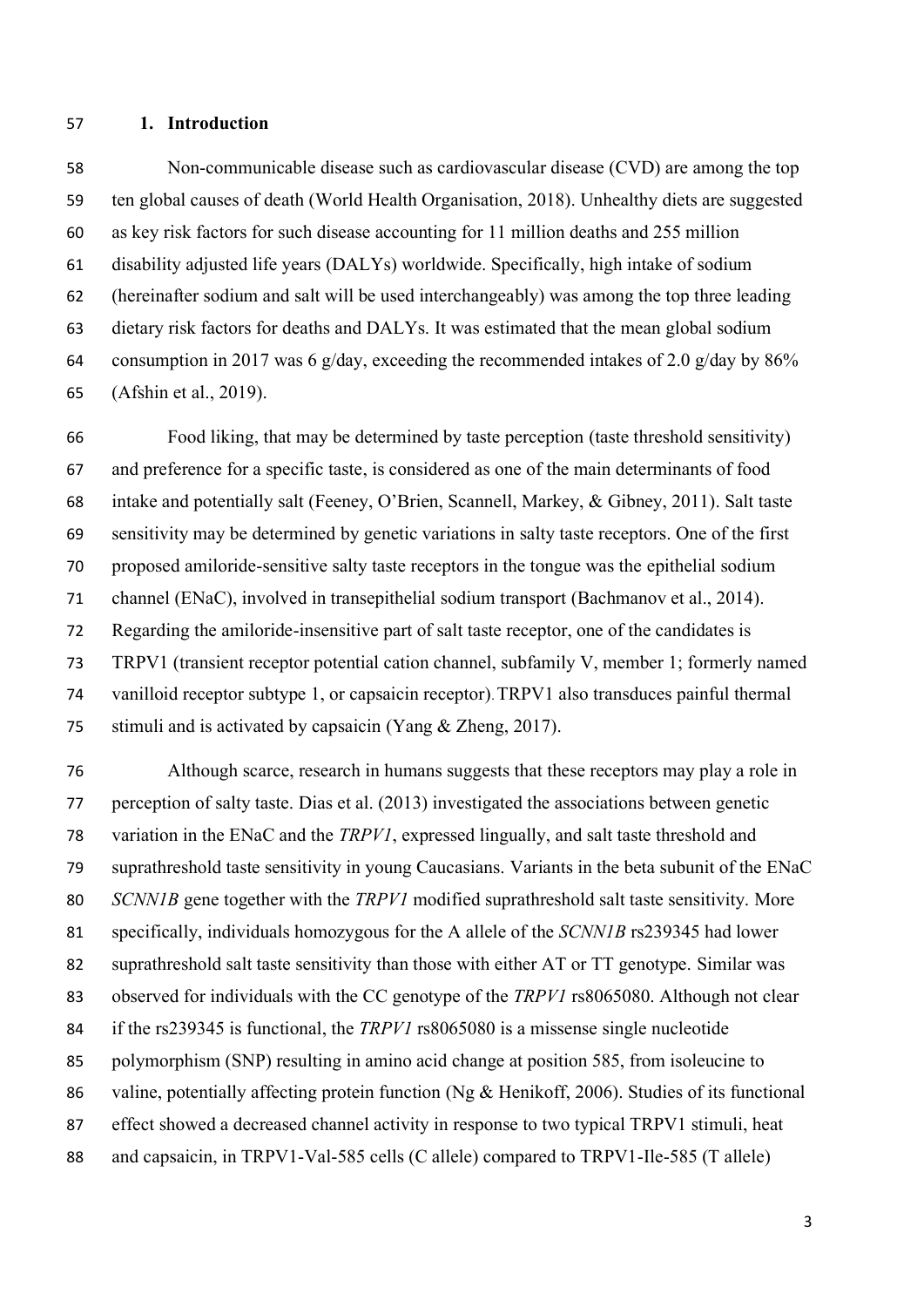## 1. Introduction

Non-communicable disease such as cardiovascular disease (CVD) are among the top ten global causes of death (World Health Organisation, 2018). Unhealthy diets are suggested as key risk factors for such disease accounting for 11 million deaths and 255 million disability adjusted life years (DALYs) worldwide. Specifically, high intake of sodium (hereinafter sodium and salt will be used interchangeably) was among the top three leading dietary risk factors for deaths and DALYs. It was estimated that the mean global sodium consumption in 2017 was 6 g/day, exceeding the recommended intakes of 2.0 g/day by 86% (Afshin et al., 2019).

Food liking, that may be determined by taste perception (taste threshold sensitivity) and preference for a specific taste, is considered as one of the main determinants of food intake and potentially salt (Feeney, O'Brien, Scannell, Markey, & Gibney, 2011). Salt taste sensitivity may be determined by genetic variations in salty taste receptors. One of the first proposed amiloride-sensitive salty taste receptors in the tongue was the epithelial sodium channel (ENaC), involved in transepithelial sodium transport (Bachmanov et al., 2014). Regarding the amiloride-insensitive part of salt taste receptor, one of the candidates is TRPV1 (transient receptor potential cation channel, subfamily V, member 1; formerly named vanilloid receptor subtype 1, or capsaicin receptor). TRPV1 also transduces painful thermal stimuli and is activated by capsaicin (Yang & Zheng, 2017).

Although scarce, research in humans suggests that these receptors may play a role in perception of salty taste. Dias et al. (2013) investigated the associations between genetic variation in the ENaC and the *TRPV1*, expressed lingually, and salt taste threshold and suprathreshold taste sensitivity in young Caucasians. Variants in the beta subunit of the ENaC *SCNN1B* gene together with the *TRPV1* modified suprathreshold salt taste sensitivity. More specifically, individuals homozygous for the A allele of the *SCNN1B* rs239345 had lower suprathreshold salt taste sensitivity than those with either AT or TT genotype. Similar was observed for individuals with the CC genotype of the *TRPV1* rs8065080. Although not clear if the rs239345 is functional, the *TRPV1* rs8065080 is a missense single nucleotide polymorphism (SNP) resulting in amino acid change at position 585, from isoleucine to valine, potentially affecting protein function (Ng & Henikoff, 2006). Studies of its functional effect showed a decreased channel activity in response to two typical TRPV1 stimuli, heat and capsaicin, in TRPV1-Val-585 cells (C allele) compared to TRPV1-Ile-585 (T allele)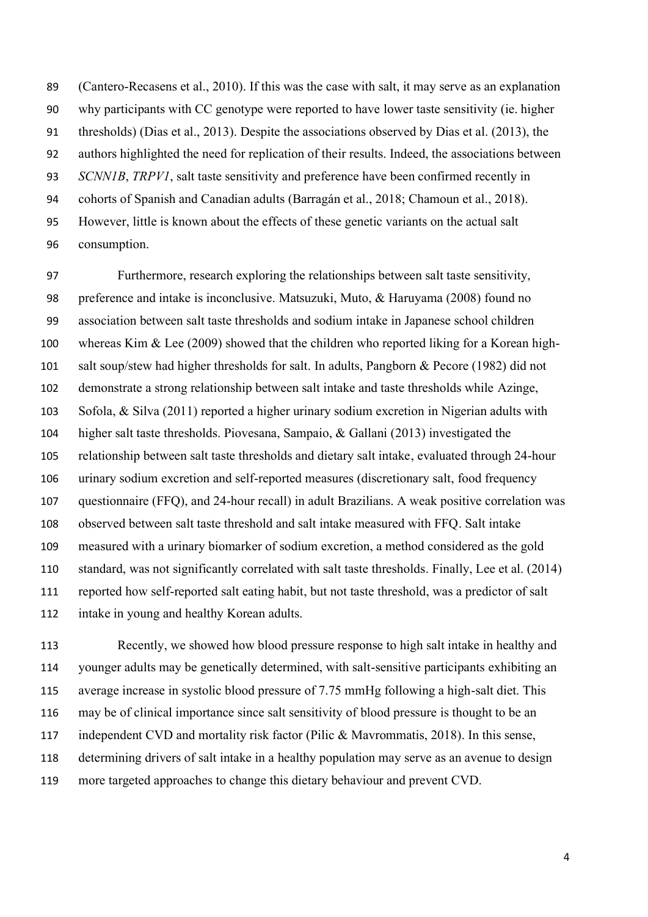(Cantero-Recasens et al., 2010). If this was the case with salt, it may serve as an explanation why participants with CC genotype were reported to have lower taste sensitivity (ie. higher thresholds) (Dias et al., 2013). Despite the associations observed by Dias et al. (2013), the authors highlighted the need for replication of their results. Indeed, the associations between *SCNN1B*, *TRPV1*, salt taste sensitivity and preference have been confirmed recently in cohorts of Spanish and Canadian adults (Barragán et al., 2018; Chamoun et al., 2018). However, little is known about the effects of these genetic variants on the actual salt consumption.

Furthermore, research exploring the relationships between salt taste sensitivity, preference and intake is inconclusive. Matsuzuki, Muto, & Haruyama (2008) found no association between salt taste thresholds and sodium intake in Japanese school children whereas Kim & Lee (2009) showed that the children who reported liking for a Korean high-salt soup/stew had higher thresholds for salt. In adults, Pangborn & Pecore (1982) did not demonstrate a strong relationship between salt intake and taste thresholds while Azinge, Sofola, & Silva (2011) reported a higher urinary sodium excretion in Nigerian adults with higher salt taste thresholds. Piovesana, Sampaio, & Gallani (2013) investigated the relationship between salt taste thresholds and dietary salt intake, evaluated through 24-hour urinary sodium excretion and self-reported measures (discretionary salt, food frequency questionnaire (FFQ), and 24-hour recall) in adult Brazilians. A weak positive correlation was observed between salt taste threshold and salt intake measured with FFQ. Salt intake measured with a urinary biomarker of sodium excretion, a method considered as the gold standard, was not significantly correlated with salt taste thresholds. Finally, Lee et al. (2014) reported how self-reported salt eating habit, but not taste threshold, was a predictor of salt intake in young and healthy Korean adults.

Recently, we showed how blood pressure response to high salt intake in healthy and younger adults may be genetically determined, with salt-sensitive participants exhibiting an average increase in systolic blood pressure of 7.75 mmHg following a high-salt diet. This may be of clinical importance since salt sensitivity of blood pressure is thought to be an independent CVD and mortality risk factor (Pilic & Mavrommatis, 2018). In this sense, determining drivers of salt intake in a healthy population may serve as an avenue to design more targeted approaches to change this dietary behaviour and prevent CVD.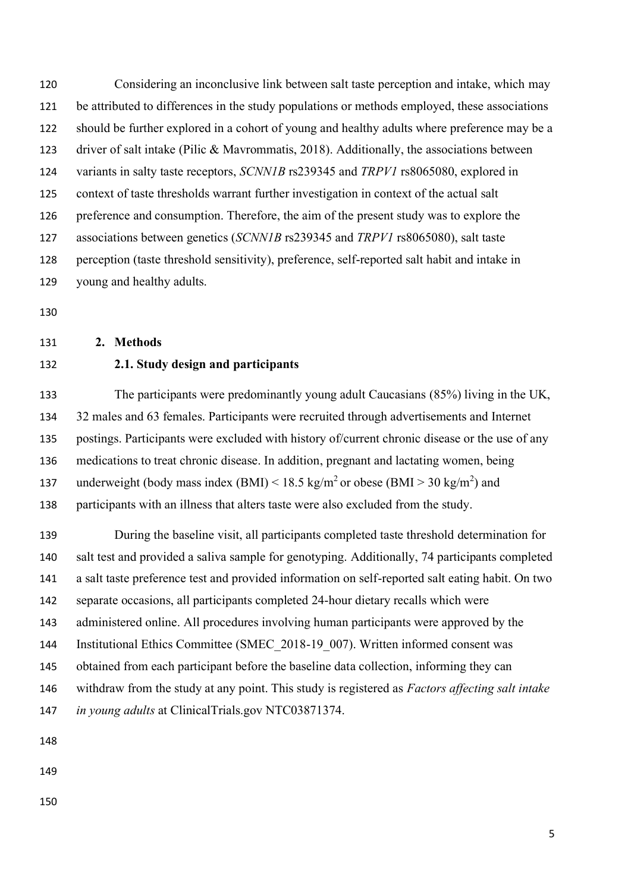Considering an inconclusive link between salt taste perception and intake, which may be attributed to differences in the study populations or methods employed, these associations should be further explored in a cohort of young and healthy adults where preference may be a driver of salt intake (Pilic & Mavrommatis, 2018). Additionally, the associations between variants in salty taste receptors, *SCNN1B* rs239345 and *TRPV1* rs8065080, explored in context of taste thresholds warrant further investigation in context of the actual salt preference and consumption. Therefore, the aim of the present study was to explore the associations between genetics (*SCNN1B* rs239345 and *TRPV1* rs8065080), salt taste perception (taste threshold sensitivity), preference, self-reported salt habit and intake in young and healthy adults.

## 2. Methods

### 2.1. Study design and participants

The participants were predominantly young adult Caucasians (85%) living in the UK, 32 males and 63 females. Participants were recruited through advertisements and Internet postings. Participants were excluded with history of/current chronic disease or the use of any medications to treat chronic disease. In addition, pregnant and lactating women, being underweight (body mass index (BMI) < 18.5 kg/m$^2$ or obese (BMI > 30 kg/m$^2$) and participants with an illness that alters taste were also excluded from the study.

During the baseline visit, all participants completed taste threshold determination for salt test and provided a saliva sample for genotyping. Additionally, 74 participants completed a salt taste preference test and provided information on self-reported salt eating habit. On two separate occasions, all participants completed 24-hour dietary recalls which were administered online. All procedures involving human participants were approved by the Institutional Ethics Committee (SMEC_2018-19_007). Written informed consent was obtained from each participant before the baseline data collection, informing they can withdraw from the study at any point. This study is registered as *Factors affecting salt intake in young adults* at ClinicalTrials.gov NTC03871374.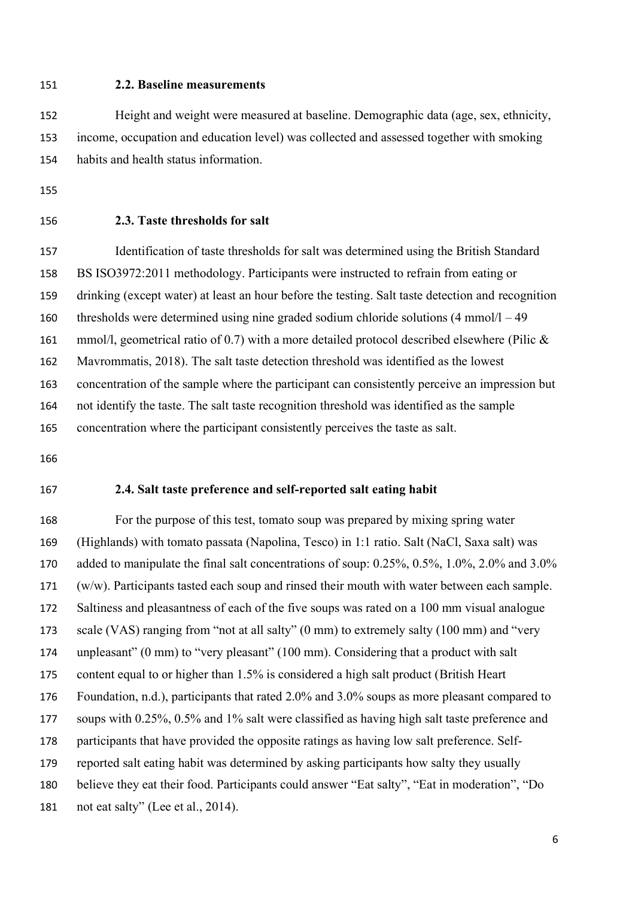### 2.2. Baseline measurements

Height and weight were measured at baseline. Demographic data (age, sex, ethnicity, income, occupation and education level) was collected and assessed together with smoking habits and health status information.

### 2.3. Taste thresholds for salt

Identification of taste thresholds for salt was determined using the British Standard BS ISO3972:2011 methodology. Participants were instructed to refrain from eating or drinking (except water) at least an hour before the testing. Salt taste detection and recognition thresholds were determined using nine graded sodium chloride solutions (4 mmol/l – 49 mmol/l, geometrical ratio of 0.7) with a more detailed protocol described elsewhere (Pilic & Mavrommatis, 2018). The salt taste detection threshold was identified as the lowest concentration of the sample where the participant can consistently perceive an impression but not identify the taste. The salt taste recognition threshold was identified as the sample concentration where the participant consistently perceives the taste as salt.

### 2.4. Salt taste preference and self-reported salt eating habit

For the purpose of this test, tomato soup was prepared by mixing spring water (Highlands) with tomato passata (Napolina, Tesco) in 1:1 ratio. Salt (NaCl, Saxa salt) was added to manipulate the final salt concentrations of soup: 0.25%, 0.5%, 1.0%, 2.0% and 3.0% (w/w). Participants tasted each soup and rinsed their mouth with water between each sample. Saltiness and pleasantness of each of the five soups was rated on a 100 mm visual analogue scale (VAS) ranging from "not at all salty" (0 mm) to extremely salty (100 mm) and "very unpleasant" (0 mm) to "very pleasant" (100 mm). Considering that a product with salt content equal to or higher than 1.5% is considered a high salt product (British Heart Foundation, n.d.), participants that rated 2.0% and 3.0% soups as more pleasant compared to soups with 0.25%, 0.5% and 1% salt were classified as having high salt taste preference and participants that have provided the opposite ratings as having low salt preference. Self-reported salt eating habit was determined by asking participants how salty they usually believe they eat their food. Participants could answer "Eat salty", "Eat in moderation", "Do not eat salty" (Lee et al., 2014).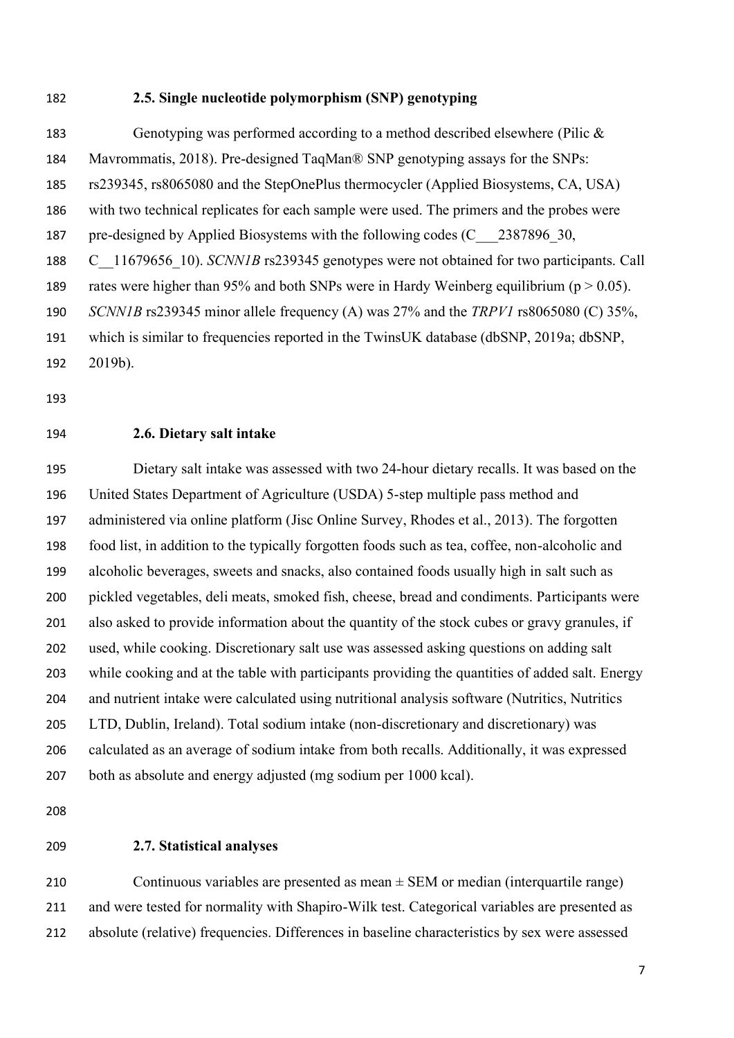### 2.5. Single nucleotide polymorphism (SNP) genotyping

Genotyping was performed according to a method described elsewhere (Pilic & Mavrommatis, 2018). Pre-designed TaqMan® SNP genotyping assays for the SNPs: rs239345, rs8065080 and the StepOnePlus thermocycler (Applied Biosystems, CA, USA) with two technical replicates for each sample were used. The primers and the probes were pre-designed by Applied Biosystems with the following codes (C___2387896_30, C__11679656_10). *SCNN1B* rs239345 genotypes were not obtained for two participants. Call rates were higher than 95% and both SNPs were in Hardy Weinberg equilibrium ($p > 0.05$). *SCNN1B* rs239345 minor allele frequency (A) was 27% and the *TRPV1* rs8065080 (C) 35%, which is similar to frequencies reported in the TwinsUK database (dbSNP, 2019a; dbSNP, 2019b).

### 2.6. Dietary salt intake

Dietary salt intake was assessed with two 24-hour dietary recalls. It was based on the United States Department of Agriculture (USDA) 5-step multiple pass method and administered via online platform (Jisc Online Survey, Rhodes et al., 2013). The forgotten food list, in addition to the typically forgotten foods such as tea, coffee, non-alcoholic and alcoholic beverages, sweets and snacks, also contained foods usually high in salt such as pickled vegetables, deli meats, smoked fish, cheese, bread and condiments. Participants were also asked to provide information about the quantity of the stock cubes or gravy granules, if used, while cooking. Discretionary salt use was assessed asking questions on adding salt while cooking and at the table with participants providing the quantities of added salt. Energy and nutrient intake were calculated using nutritional analysis software (Nutritics, Nutritics LTD, Dublin, Ireland). Total sodium intake (non-discretionary and discretionary) was calculated as an average of sodium intake from both recalls. Additionally, it was expressed both as absolute and energy adjusted (mg sodium per 1000 kcal).

### 2.7. Statistical analyses

Continuous variables are presented as mean ± SEM or median (interquartile range) and were tested for normality with Shapiro-Wilk test. Categorical variables are presented as absolute (relative) frequencies. Differences in baseline characteristics by sex were assessed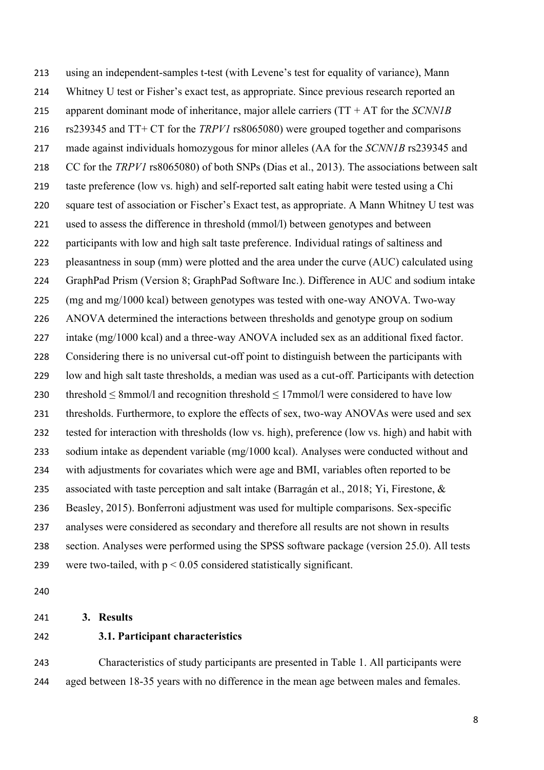using an independent-samples t-test (with Levene's test for equality of variance), Mann Whitney U test or Fisher's exact test, as appropriate. Since previous research reported an apparent dominant mode of inheritance, major allele carriers (TT + AT for the *SCNN1B* rs239345 and TT+ CT for the *TRPV1* rs8065080) were grouped together and comparisons made against individuals homozygous for minor alleles (AA for the *SCNN1B* rs239345 and CC for the *TRPV1* rs8065080) of both SNPs (Dias et al., 2013). The associations between salt taste preference (low vs. high) and self-reported salt eating habit were tested using a Chi square test of association or Fischer's Exact test, as appropriate. A Mann Whitney U test was used to assess the difference in threshold (mmol/l) between genotypes and between participants with low and high salt taste preference. Individual ratings of saltiness and pleasantness in soup (mm) were plotted and the area under the curve (AUC) calculated using GraphPad Prism (Version 8; GraphPad Software Inc.). Difference in AUC and sodium intake (mg and mg/1000 kcal) between genotypes was tested with one-way ANOVA. Two-way ANOVA determined the interactions between thresholds and genotype group on sodium intake (mg/1000 kcal) and a three-way ANOVA included sex as an additional fixed factor. Considering there is no universal cut-off point to distinguish between the participants with low and high salt taste thresholds, a median was used as a cut-off. Participants with detection threshold $\leq$ 8mmol/l and recognition threshold $\leq$ 17mmol/l were considered to have low thresholds. Furthermore, to explore the effects of sex, two-way ANOVAs were used and sex tested for interaction with thresholds (low vs. high), preference (low vs. high) and habit with sodium intake as dependent variable (mg/1000 kcal). Analyses were conducted without and with adjustments for covariates which were age and BMI, variables often reported to be associated with taste perception and salt intake (Barragán et al., 2018; Yi, Firestone, & Beasley, 2015). Bonferroni adjustment was used for multiple comparisons. Sex-specific analyses were considered as secondary and therefore all results are not shown in results section. Analyses were performed using the SPSS software package (version 25.0). All tests were two-tailed, with $p < 0.05$ considered statistically significant.

## 3. Results

### 3.1. Participant characteristics

Characteristics of study participants are presented in Table 1. All participants were aged between 18-35 years with no difference in the mean age between males and females.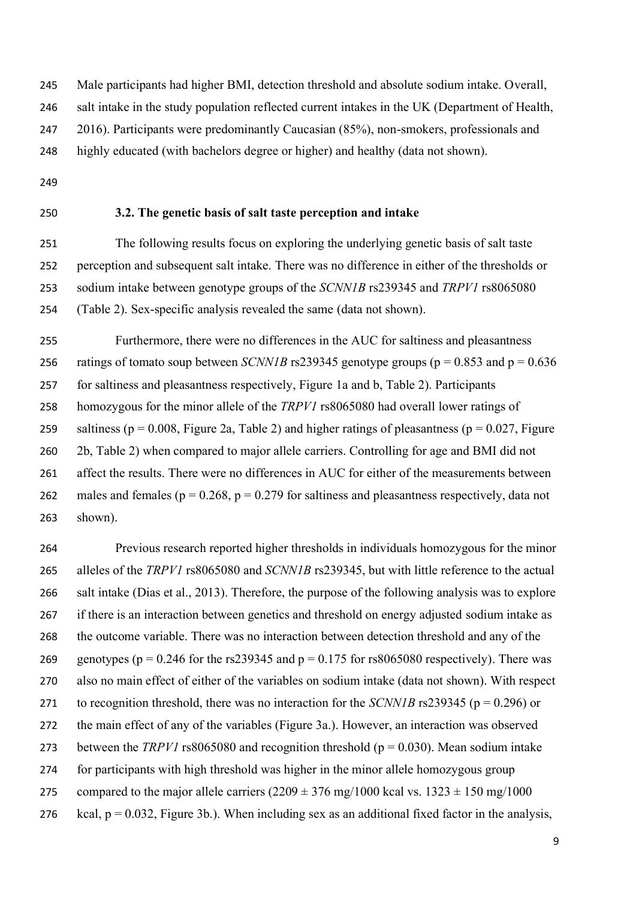Male participants had higher BMI, detection threshold and absolute sodium intake. Overall, salt intake in the study population reflected current intakes in the UK (Department of Health, 2016). Participants were predominantly Caucasian (85%), non-smokers, professionals and highly educated (with bachelors degree or higher) and healthy (data not shown).

### 3.2. The genetic basis of salt taste perception and intake

The following results focus on exploring the underlying genetic basis of salt taste perception and subsequent salt intake. There was no difference in either of the thresholds or sodium intake between genotype groups of the *SCNN1B* rs239345 and *TRPV1* rs8065080 (Table 2). Sex-specific analysis revealed the same (data not shown).

Furthermore, there were no differences in the AUC for saltiness and pleasantness ratings of tomato soup between *SCNN1B* rs239345 genotype groups ($p = 0.853$ and $p = 0.636$ for saltiness and pleasantness respectively, Figure 1a and b, Table 2). Participants homozygous for the minor allele of the *TRPV1* rs8065080 had overall lower ratings of saltiness ($p = 0.008$, Figure 2a, Table 2) and higher ratings of pleasantness ($p = 0.027$, Figure 2b, Table 2) when compared to major allele carriers. Controlling for age and BMI did not affect the results. There were no differences in AUC for either of the measurements between males and females ($p = 0.268$, $p = 0.279$ for saltiness and pleasantness respectively, data not shown).

Previous research reported higher thresholds in individuals homozygous for the minor alleles of the *TRPV1* rs8065080 and *SCNN1B* rs239345, but with little reference to the actual salt intake (Dias et al., 2013). Therefore, the purpose of the following analysis was to explore if there is an interaction between genetics and threshold on energy adjusted sodium intake as the outcome variable. There was no interaction between detection threshold and any of the genotypes ($p = 0.246$ for the rs239345 and $p = 0.175$ for rs8065080 respectively). There was also no main effect of either of the variables on sodium intake (data not shown). With respect to recognition threshold, there was no interaction for the *SCNN1B* rs239345 ($p = 0.296$) or the main effect of any of the variables (Figure 3a.). However, an interaction was observed between the *TRPV1* rs8065080 and recognition threshold ($p = 0.030$). Mean sodium intake for participants with high threshold was higher in the minor allele homozygous group compared to the major allele carriers ($2209 \pm 376$ mg/1000 kcal vs. $1323 \pm 150$ mg/1000 kcal, $p = 0.032$, Figure 3b.). When including sex as an additional fixed factor in the analysis,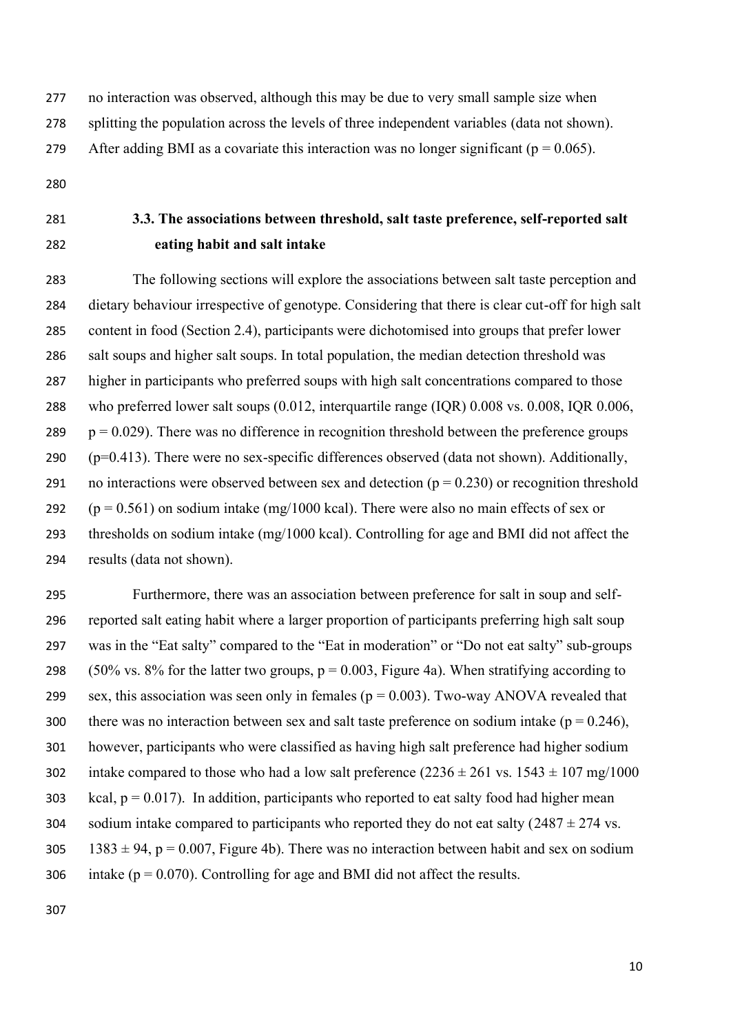no interaction was observed, although this may be due to very small sample size when splitting the population across the levels of three independent variables (data not shown). After adding BMI as a covariate this interaction was no longer significant ($p = 0.065$).

### 3.3. The associations between threshold, salt taste preference, self-reported salt eating habit and salt intake

The following sections will explore the associations between salt taste perception and dietary behaviour irrespective of genotype. Considering that there is clear cut-off for high salt content in food (Section 2.4), participants were dichotomised into groups that prefer lower salt soups and higher salt soups. In total population, the median detection threshold was higher in participants who preferred soups with high salt concentrations compared to those who preferred lower salt soups (0.012, interquartile range (IQR) 0.008 vs. 0.008, IQR 0.006, $p = 0.029$). There was no difference in recognition threshold between the preference groups ($p=0.413$). There were no sex-specific differences observed (data not shown). Additionally, no interactions were observed between sex and detection ($p = 0.230$) or recognition threshold ($p = 0.561$) on sodium intake (mg/1000 kcal). There were also no main effects of sex or thresholds on sodium intake (mg/1000 kcal). Controlling for age and BMI did not affect the results (data not shown).

Furthermore, there was an association between preference for salt in soup and self-reported salt eating habit where a larger proportion of participants preferring high salt soup was in the "Eat salty" compared to the "Eat in moderation" or "Do not eat salty" sub-groups (50% vs. 8% for the latter two groups, $p = 0.003$, Figure 4a). When stratifying according to sex, this association was seen only in females ($p = 0.003$). Two-way ANOVA revealed that there was no interaction between sex and salt taste preference on sodium intake ($p = 0.246$), however, participants who were classified as having high salt preference had higher sodium intake compared to those who had a low salt preference ($2236 \pm 261$ vs. $1543 \pm 107$ mg/1000 kcal, $p = 0.017$). In addition, participants who reported to eat salty food had higher mean sodium intake compared to participants who reported they do not eat salty ($2487 \pm 274$ vs. $1383 \pm 94$, $p = 0.007$, Figure 4b). There was no interaction between habit and sex on sodium intake ($p = 0.070$). Controlling for age and BMI did not affect the results.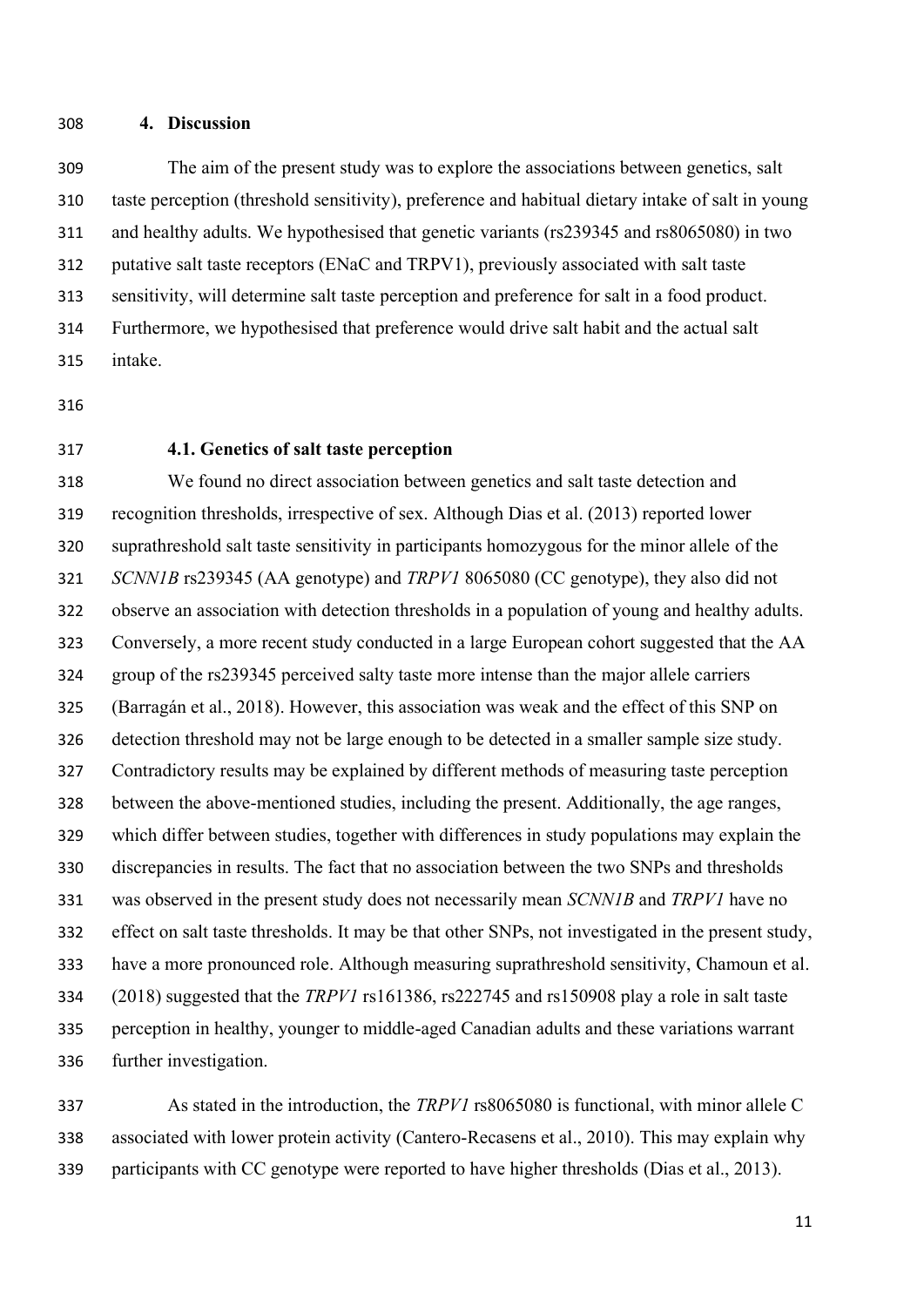## 4. Discussion

The aim of the present study was to explore the associations between genetics, salt taste perception (threshold sensitivity), preference and habitual dietary intake of salt in young and healthy adults. We hypothesised that genetic variants (rs239345 and rs8065080) in two putative salt taste receptors (ENaC and TRPV1), previously associated with salt taste sensitivity, will determine salt taste perception and preference for salt in a food product. Furthermore, we hypothesised that preference would drive salt habit and the actual salt intake.

### 4.1. Genetics of salt taste perception

We found no direct association between genetics and salt taste detection and recognition thresholds, irrespective of sex. Although Dias et al. (2013) reported lower suprathreshold salt taste sensitivity in participants homozygous for the minor allele of the *SCNN1B* rs239345 (AA genotype) and *TRPV1* 8065080 (CC genotype), they also did not observe an association with detection thresholds in a population of young and healthy adults. Conversely, a more recent study conducted in a large European cohort suggested that the AA group of the rs239345 perceived salty taste more intense than the major allele carriers (Barragán et al., 2018). However, this association was weak and the effect of this SNP on detection threshold may not be large enough to be detected in a smaller sample size study. Contradictory results may be explained by different methods of measuring taste perception between the above-mentioned studies, including the present. Additionally, the age ranges, which differ between studies, together with differences in study populations may explain the discrepancies in results. The fact that no association between the two SNPs and thresholds was observed in the present study does not necessarily mean *SCNN1B* and *TRPV1* have no effect on salt taste thresholds. It may be that other SNPs, not investigated in the present study, have a more pronounced role. Although measuring suprathreshold sensitivity, Chamoun et al. (2018) suggested that the *TRPV1* rs161386, rs222745 and rs150908 play a role in salt taste perception in healthy, younger to middle-aged Canadian adults and these variations warrant further investigation.

As stated in the introduction, the *TRPV1* rs8065080 is functional, with minor allele C associated with lower protein activity (Cantero-Recasens et al., 2010). This may explain why participants with CC genotype were reported to have higher thresholds (Dias et al., 2013).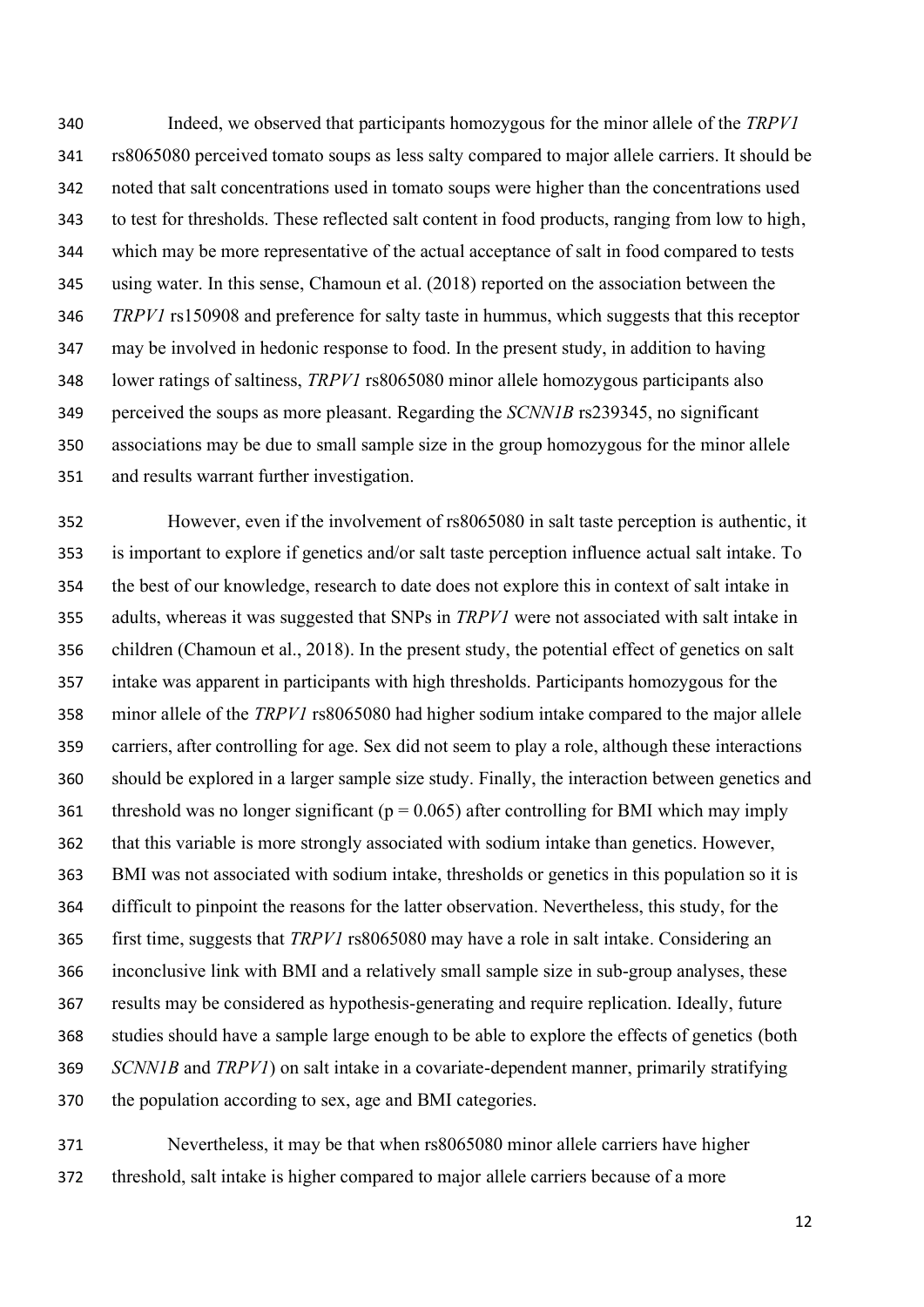Indeed, we observed that participants homozygous for the minor allele of the *TRPV1* rs8065080 perceived tomato soups as less salty compared to major allele carriers. It should be noted that salt concentrations used in tomato soups were higher than the concentrations used to test for thresholds. These reflected salt content in food products, ranging from low to high, which may be more representative of the actual acceptance of salt in food compared to tests using water. In this sense, Chamoun et al. (2018) reported on the association between the *TRPV1* rs150908 and preference for salty taste in hummus, which suggests that this receptor may be involved in hedonic response to food. In the present study, in addition to having lower ratings of saltiness, *TRPV1* rs8065080 minor allele homozygous participants also perceived the soups as more pleasant. Regarding the *SCNN1B* rs239345, no significant associations may be due to small sample size in the group homozygous for the minor allele and results warrant further investigation.

However, even if the involvement of rs8065080 in salt taste perception is authentic, it is important to explore if genetics and/or salt taste perception influence actual salt intake. To the best of our knowledge, research to date does not explore this in context of salt intake in adults, whereas it was suggested that SNPs in *TRPV1* were not associated with salt intake in children (Chamoun et al., 2018). In the present study, the potential effect of genetics on salt intake was apparent in participants with high thresholds. Participants homozygous for the minor allele of the *TRPV1* rs8065080 had higher sodium intake compared to the major allele carriers, after controlling for age. Sex did not seem to play a role, although these interactions should be explored in a larger sample size study. Finally, the interaction between genetics and threshold was no longer significant ($p = 0.065$) after controlling for BMI which may imply that this variable is more strongly associated with sodium intake than genetics. However, BMI was not associated with sodium intake, thresholds or genetics in this population so it is difficult to pinpoint the reasons for the latter observation. Nevertheless, this study, for the first time, suggests that *TRPV1* rs8065080 may have a role in salt intake. Considering an inconclusive link with BMI and a relatively small sample size in sub-group analyses, these results may be considered as hypothesis-generating and require replication. Ideally, future studies should have a sample large enough to be able to explore the effects of genetics (both *SCNN1B* and *TRPV1*) on salt intake in a covariate-dependent manner, primarily stratifying the population according to sex, age and BMI categories.

Nevertheless, it may be that when rs8065080 minor allele carriers have higher threshold, salt intake is higher compared to major allele carriers because of a more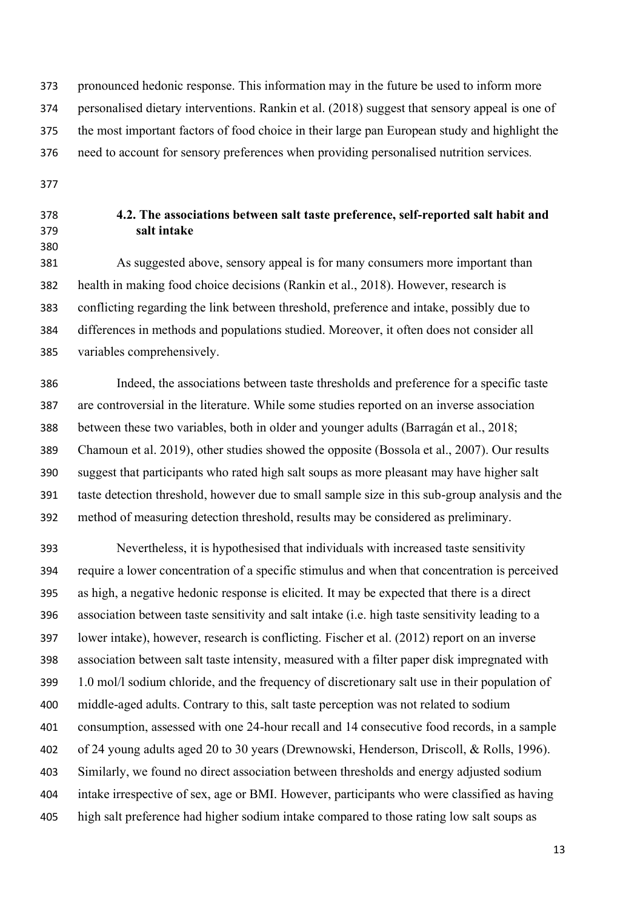pronounced hedonic response. This information may in the future be used to inform more personalised dietary interventions. Rankin et al. (2018) suggest that sensory appeal is one of the most important factors of food choice in their large pan European study and highlight the need to account for sensory preferences when providing personalised nutrition services.

### 4.2. The associations between salt taste preference, self-reported salt habit and salt intake

As suggested above, sensory appeal is for many consumers more important than health in making food choice decisions (Rankin et al., 2018). However, research is conflicting regarding the link between threshold, preference and intake, possibly due to differences in methods and populations studied. Moreover, it often does not consider all variables comprehensively.

Indeed, the associations between taste thresholds and preference for a specific taste are controversial in the literature. While some studies reported on an inverse association between these two variables, both in older and younger adults (Barragán et al., 2018; Chamoun et al. 2019), other studies showed the opposite (Bossola et al., 2007). Our results suggest that participants who rated high salt soups as more pleasant may have higher salt taste detection threshold, however due to small sample size in this sub-group analysis and the method of measuring detection threshold, results may be considered as preliminary.

Nevertheless, it is hypothesised that individuals with increased taste sensitivity require a lower concentration of a specific stimulus and when that concentration is perceived as high, a negative hedonic response is elicited. It may be expected that there is a direct association between taste sensitivity and salt intake (i.e. high taste sensitivity leading to a lower intake), however, research is conflicting. Fischer et al. (2012) report on an inverse association between salt taste intensity, measured with a filter paper disk impregnated with 1.0 mol/l sodium chloride, and the frequency of discretionary salt use in their population of middle-aged adults. Contrary to this, salt taste perception was not related to sodium consumption, assessed with one 24-hour recall and 14 consecutive food records, in a sample of 24 young adults aged 20 to 30 years (Drewnowski, Henderson, Driscoll, & Rolls, 1996). Similarly, we found no direct association between thresholds and energy adjusted sodium intake irrespective of sex, age or BMI. However, participants who were classified as having high salt preference had higher sodium intake compared to those rating low salt soups as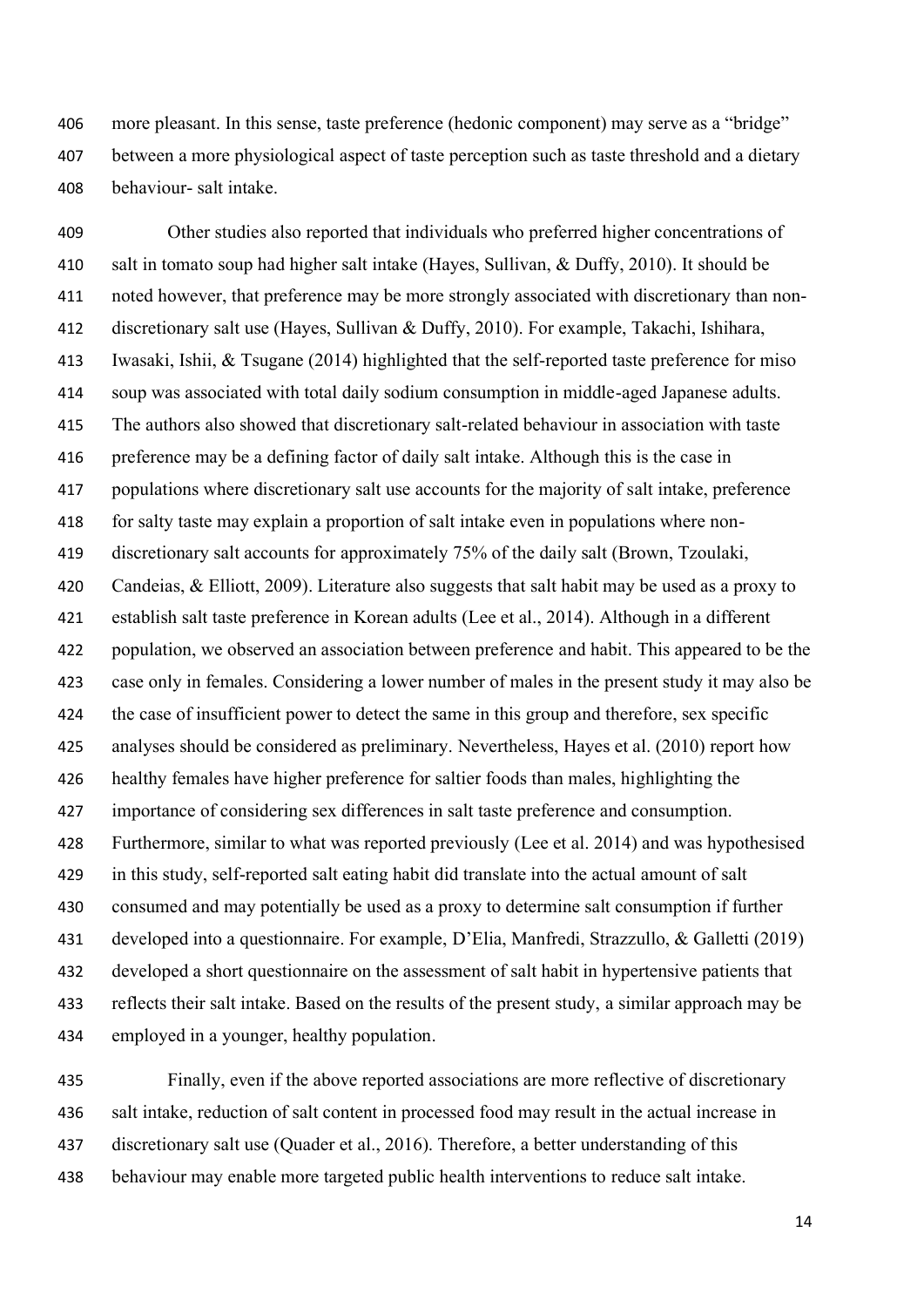more pleasant. In this sense, taste preference (hedonic component) may serve as a "bridge" between a more physiological aspect of taste perception such as taste threshold and a dietary behaviour- salt intake.

Other studies also reported that individuals who preferred higher concentrations of salt in tomato soup had higher salt intake (Hayes, Sullivan, & Duffy, 2010). It should be noted however, that preference may be more strongly associated with discretionary than non-discretionary salt use (Hayes, Sullivan & Duffy, 2010). For example, Takachi, Ishihara, Iwasaki, Ishii, & Tsugane (2014) highlighted that the self-reported taste preference for miso soup was associated with total daily sodium consumption in middle-aged Japanese adults. The authors also showed that discretionary salt-related behaviour in association with taste preference may be a defining factor of daily salt intake. Although this is the case in populations where discretionary salt use accounts for the majority of salt intake, preference for salty taste may explain a proportion of salt intake even in populations where non-discretionary salt accounts for approximately 75% of the daily salt (Brown, Tzoulaki, Candeias, & Elliott, 2009). Literature also suggests that salt habit may be used as a proxy to establish salt taste preference in Korean adults (Lee et al., 2014). Although in a different population, we observed an association between preference and habit. This appeared to be the case only in females. Considering a lower number of males in the present study it may also be the case of insufficient power to detect the same in this group and therefore, sex specific analyses should be considered as preliminary. Nevertheless, Hayes et al. (2010) report how healthy females have higher preference for saltier foods than males, highlighting the importance of considering sex differences in salt taste preference and consumption. Furthermore, similar to what was reported previously (Lee et al. 2014) and was hypothesised in this study, self-reported salt eating habit did translate into the actual amount of salt consumed and may potentially be used as a proxy to determine salt consumption if further developed into a questionnaire. For example, D'Elia, Manfredi, Strazzullo, & Galletti (2019) developed a short questionnaire on the assessment of salt habit in hypertensive patients that reflects their salt intake. Based on the results of the present study, a similar approach may be employed in a younger, healthy population.

Finally, even if the above reported associations are more reflective of discretionary salt intake, reduction of salt content in processed food may result in the actual increase in discretionary salt use (Quader et al., 2016). Therefore, a better understanding of this behaviour may enable more targeted public health interventions to reduce salt intake.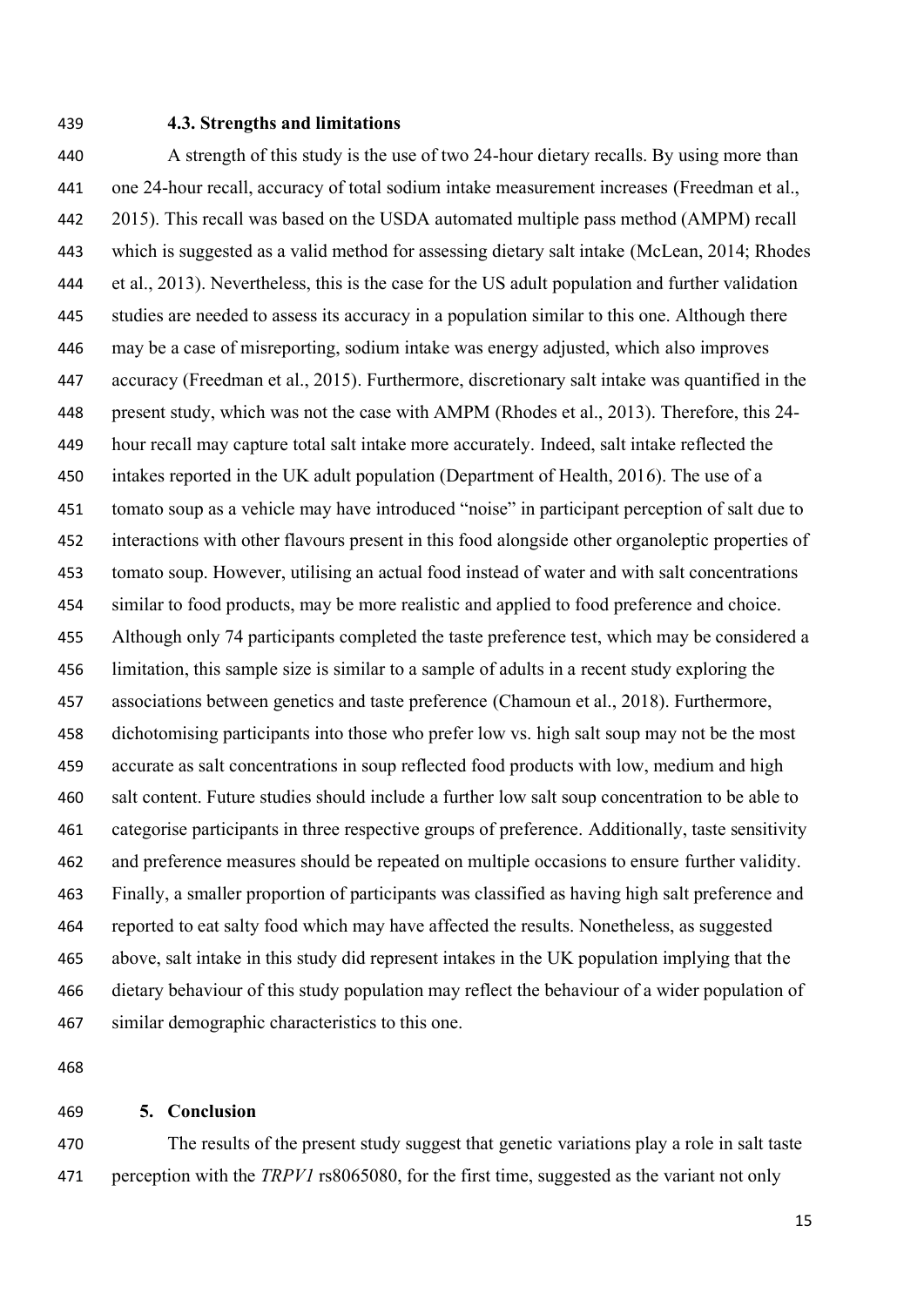### 4.3. Strengths and limitations

A strength of this study is the use of two 24-hour dietary recalls. By using more than one 24-hour recall, accuracy of total sodium intake measurement increases (Freedman et al., 2015). This recall was based on the USDA automated multiple pass method (AMPM) recall which is suggested as a valid method for assessing dietary salt intake (McLean, 2014; Rhodes et al., 2013). Nevertheless, this is the case for the US adult population and further validation studies are needed to assess its accuracy in a population similar to this one. Although there may be a case of misreporting, sodium intake was energy adjusted, which also improves accuracy (Freedman et al., 2015). Furthermore, discretionary salt intake was quantified in the present study, which was not the case with AMPM (Rhodes et al., 2013). Therefore, this 24-hour recall may capture total salt intake more accurately. Indeed, salt intake reflected the intakes reported in the UK adult population (Department of Health, 2016). The use of a tomato soup as a vehicle may have introduced "noise" in participant perception of salt due to interactions with other flavours present in this food alongside other organoleptic properties of tomato soup. However, utilising an actual food instead of water and with salt concentrations similar to food products, may be more realistic and applied to food preference and choice. Although only 74 participants completed the taste preference test, which may be considered a limitation, this sample size is similar to a sample of adults in a recent study exploring the associations between genetics and taste preference (Chamoun et al., 2018). Furthermore, dichotomising participants into those who prefer low vs. high salt soup may not be the most accurate as salt concentrations in soup reflected food products with low, medium and high salt content. Future studies should include a further low salt soup concentration to be able to categorise participants in three respective groups of preference. Additionally, taste sensitivity and preference measures should be repeated on multiple occasions to ensure further validity. Finally, a smaller proportion of participants was classified as having high salt preference and reported to eat salty food which may have affected the results. Nonetheless, as suggested above, salt intake in this study did represent intakes in the UK population implying that the dietary behaviour of this study population may reflect the behaviour of a wider population of similar demographic characteristics to this one.

## 5. Conclusion

The results of the present study suggest that genetic variations play a role in salt taste perception with the *TRPV1* rs8065080, for the first time, suggested as the variant not only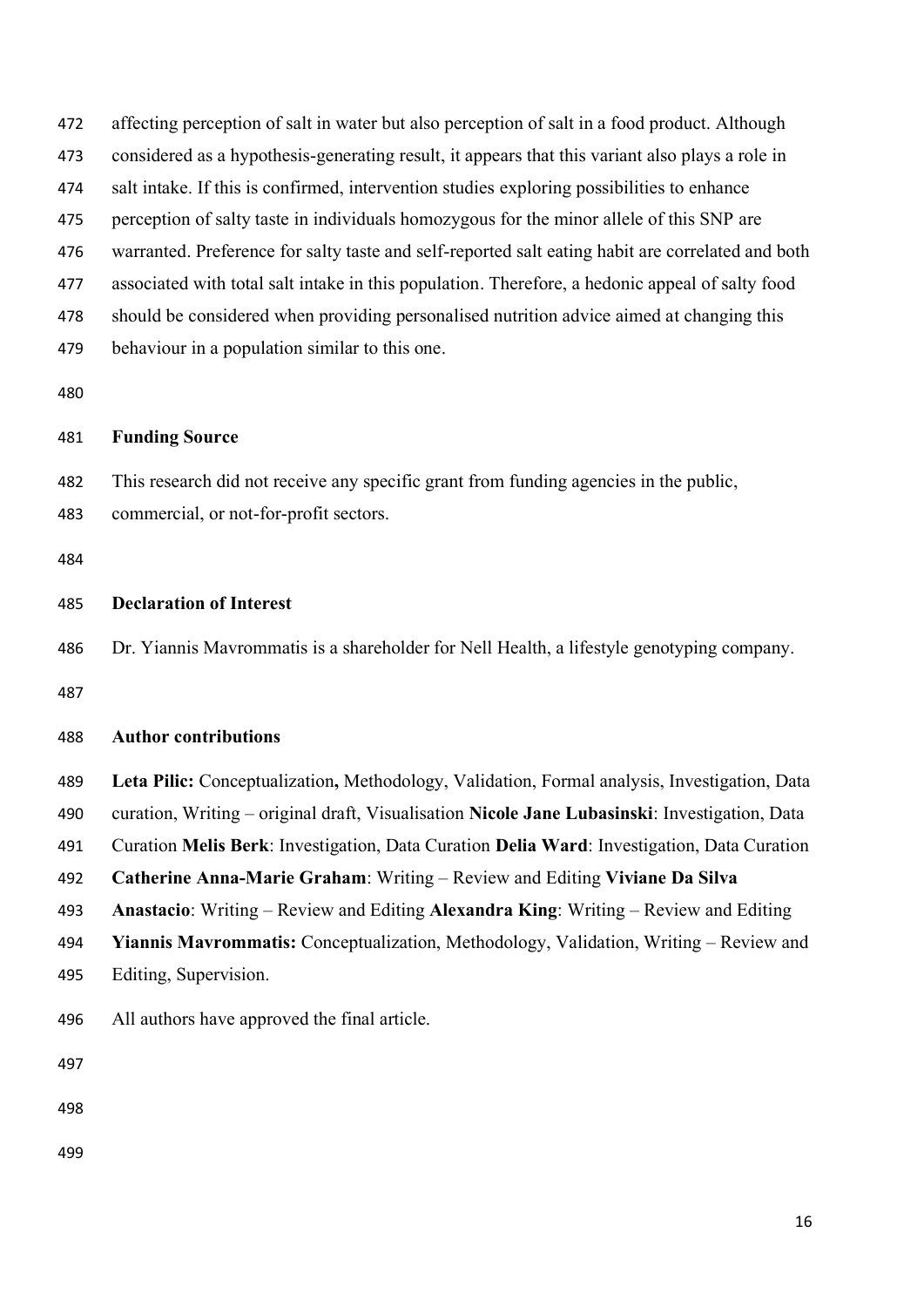affecting perception of salt in water but also perception of salt in a food product. Although considered as a hypothesis-generating result, it appears that this variant also plays a role in salt intake. If this is confirmed, intervention studies exploring possibilities to enhance perception of salty taste in individuals homozygous for the minor allele of this SNP are warranted. Preference for salty taste and self-reported salt eating habit are correlated and both associated with total salt intake in this population. Therefore, a hedonic appeal of salty food should be considered when providing personalised nutrition advice aimed at changing this behaviour in a population similar to this one.

## Funding Source

This research did not receive any specific grant from funding agencies in the public, commercial, or not-for-profit sectors.

## Declaration of Interest

Dr. Yiannis Mavrommatis is a shareholder for Nell Health, a lifestyle genotyping company.

## Author contributions

**Leta Pilic:** Conceptualization**,** Methodology, Validation, Formal analysis, Investigation, Data curation, Writing – original draft, Visualisation **Nicole Jane Lubasinski**: Investigation, Data Curation **Melis Berk**: Investigation, Data Curation **Delia Ward**: Investigation, Data Curation **Catherine Anna-Marie Graham**: Writing – Review and Editing **Viviane Da Silva Anastacio**: Writing – Review and Editing **Alexandra King**: Writing – Review and Editing **Yiannis Mavrommatis:** Conceptualization, Methodology, Validation, Writing – Review and Editing, Supervision.

All authors have approved the final article.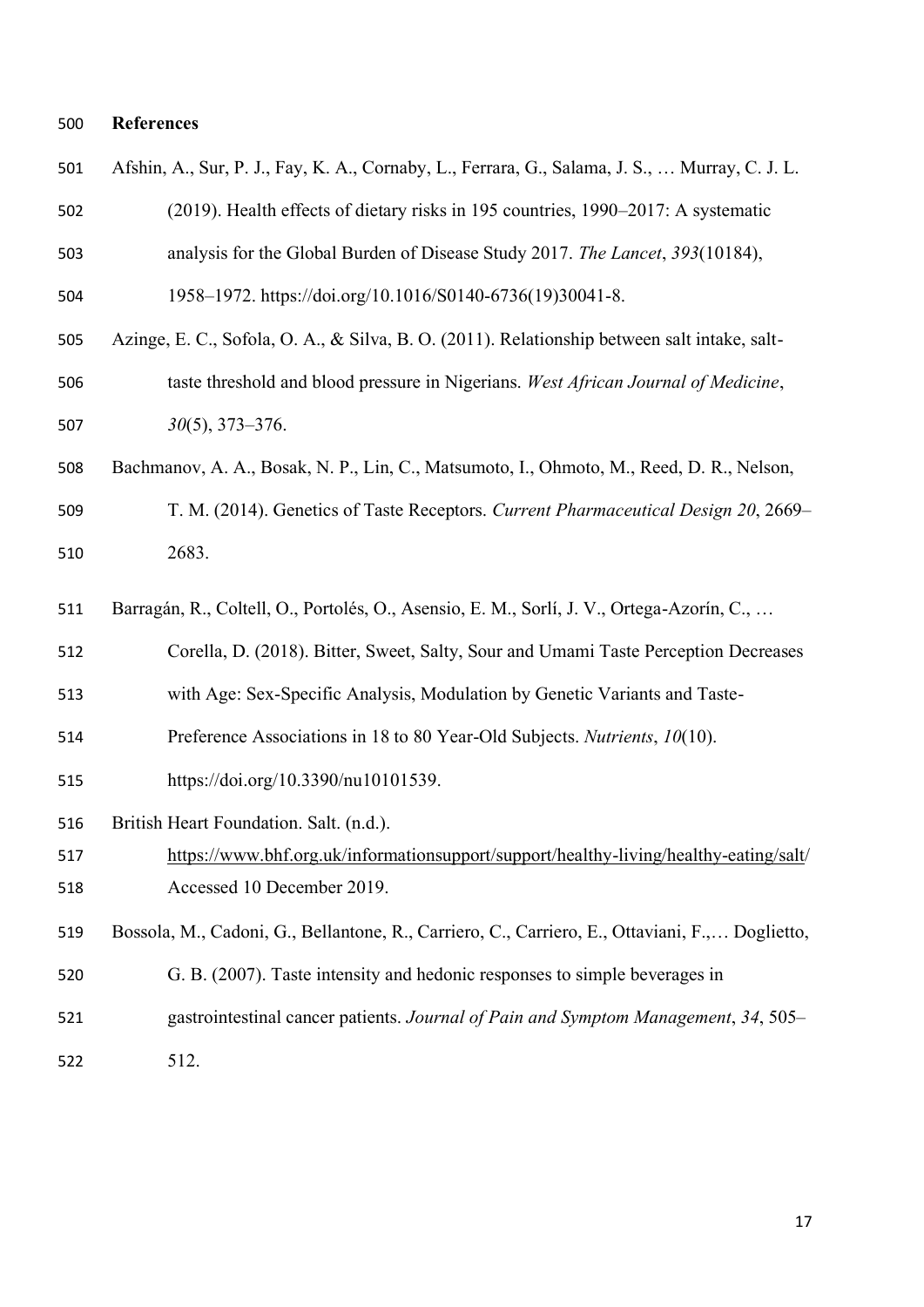## References

Afshin, A., Sur, P. J., Fay, K. A., Cornaby, L., Ferrara, G., Salama, J. S., … Murray, C. J. L. (2019). Health effects of dietary risks in 195 countries, 1990–2017: A systematic analysis for the Global Burden of Disease Study 2017. *The Lancet*, *393*(10184), 1958–1972. https://doi.org/10.1016/S0140-6736(19)30041-8.

Azinge, E. C., Sofola, O. A., & Silva, B. O. (2011). Relationship between salt intake, salt-taste threshold and blood pressure in Nigerians. *West African Journal of Medicine*, *30*(5), 373–376.

Bachmanov, A. A., Bosak, N. P., Lin, C., Matsumoto, I., Ohmoto, M., Reed, D. R., Nelson, T. M. (2014). Genetics of Taste Receptors. *Current Pharmaceutical Design 20*, 2669–2683.

Barragán, R., Coltell, O., Portolés, O., Asensio, E. M., Sorlí, J. V., Ortega-Azorín, C., … Corella, D. (2018). Bitter, Sweet, Salty, Sour and Umami Taste Perception Decreases with Age: Sex-Specific Analysis, Modulation by Genetic Variants and Taste-Preference Associations in 18 to 80 Year-Old Subjects. *Nutrients*, *10*(10). https://doi.org/10.3390/nu10101539.

British Heart Foundation. Salt. (n.d.). https://www.bhf.org.uk/informationsupport/support/healthy-living/healthy-eating/salt/ Accessed 10 December 2019.

Bossola, M., Cadoni, G., Bellantone, R., Carriero, C., Carriero, E., Ottaviani, F.,… Doglietto, G. B. (2007). Taste intensity and hedonic responses to simple beverages in gastrointestinal cancer patients. *Journal of Pain and Symptom Management*, *34*, 505–512.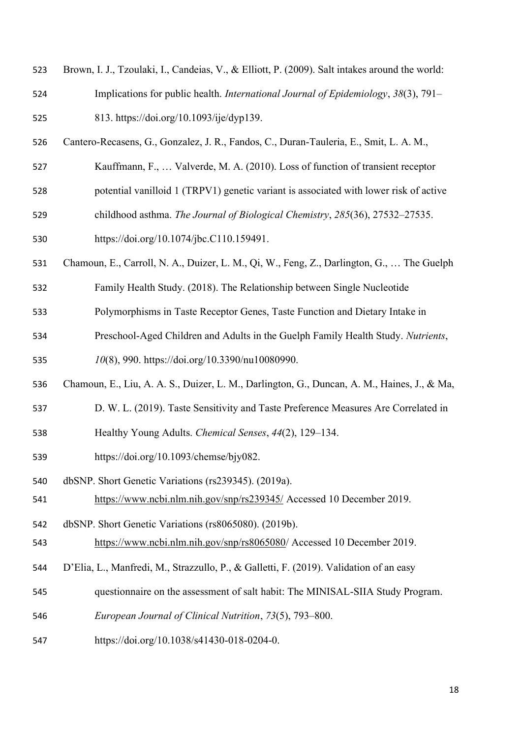Brown, I. J., Tzoulaki, I., Candeias, V., & Elliott, P. (2009). Salt intakes around the world: Implications for public health. *International Journal of Epidemiology*, *38*(3), 791–813. https://doi.org/10.1093/ije/dyp139.

Cantero-Recasens, G., Gonzalez, J. R., Fandos, C., Duran-Tauleria, E., Smit, L. A. M., Kauffmann, F., … Valverde, M. A. (2010). Loss of function of transient receptor potential vanilloid 1 (TRPV1) genetic variant is associated with lower risk of active childhood asthma. *The Journal of Biological Chemistry*, *285*(36), 27532–27535. https://doi.org/10.1074/jbc.C110.159491.

Chamoun, E., Carroll, N. A., Duizer, L. M., Qi, W., Feng, Z., Darlington, G., … The Guelph Family Health Study. (2018). The Relationship between Single Nucleotide Polymorphisms in Taste Receptor Genes, Taste Function and Dietary Intake in Preschool-Aged Children and Adults in the Guelph Family Health Study. *Nutrients*, *10*(8), 990. https://doi.org/10.3390/nu10080990.

Chamoun, E., Liu, A. A. S., Duizer, L. M., Darlington, G., Duncan, A. M., Haines, J., & Ma, D. W. L. (2019). Taste Sensitivity and Taste Preference Measures Are Correlated in Healthy Young Adults. *Chemical Senses*, *44*(2), 129–134. https://doi.org/10.1093/chemse/bjy082.

dbSNP. Short Genetic Variations (rs239345). (2019a). https://www.ncbi.nlm.nih.gov/snp/rs239345/ Accessed 10 December 2019.

dbSNP. Short Genetic Variations (rs8065080). (2019b). https://www.ncbi.nlm.nih.gov/snp/rs8065080/ Accessed 10 December 2019.

D'Elia, L., Manfredi, M., Strazzullo, P., & Galletti, F. (2019). Validation of an easy questionnaire on the assessment of salt habit: The MINISAL-SIIA Study Program. *European Journal of Clinical Nutrition*, *73*(5), 793–800. https://doi.org/10.1038/s41430-018-0204-0.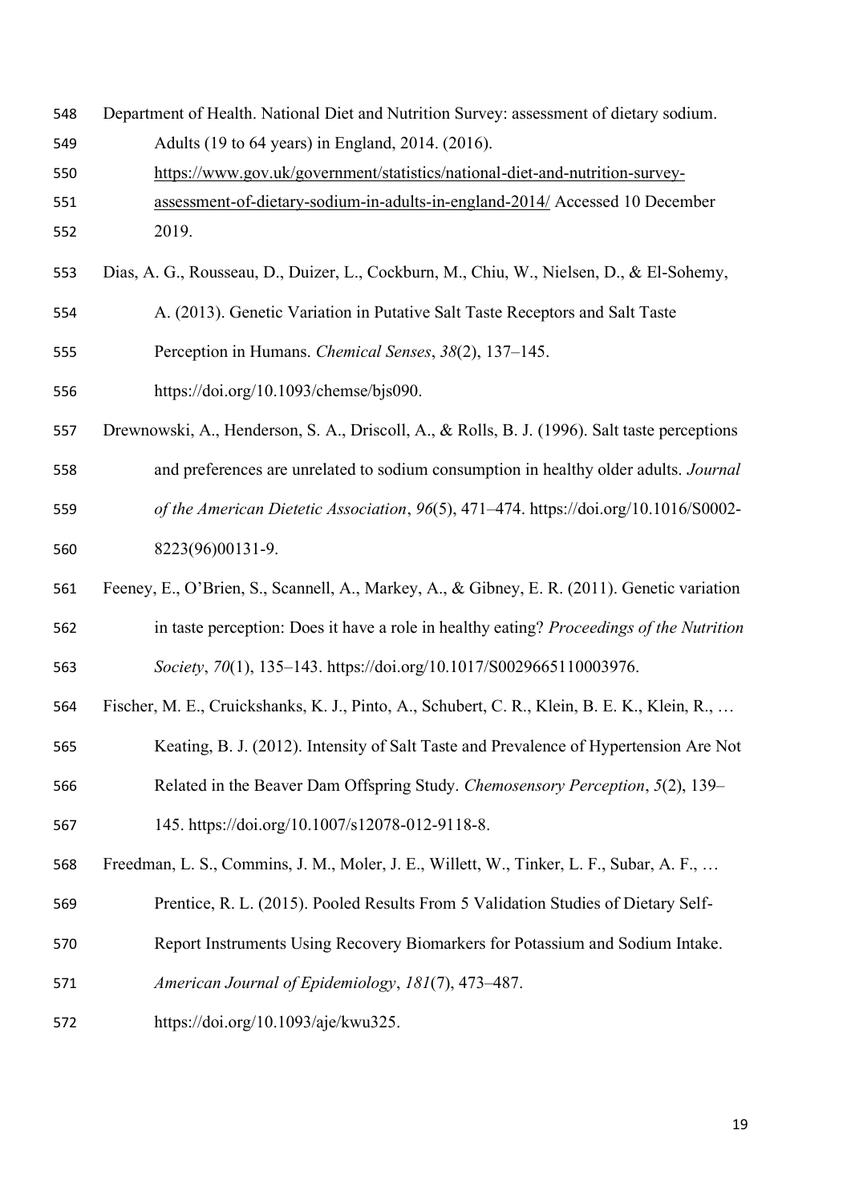Department of Health. National Diet and Nutrition Survey: assessment of dietary sodium. Adults (19 to 64 years) in England, 2014. (2016). https://www.gov.uk/government/statistics/national-diet-and-nutrition-survey-assessment-of-dietary-sodium-in-adults-in-england-2014/ Accessed 10 December 2019.

Dias, A. G., Rousseau, D., Duizer, L., Cockburn, M., Chiu, W., Nielsen, D., & El-Sohemy, A. (2013). Genetic Variation in Putative Salt Taste Receptors and Salt Taste Perception in Humans. *Chemical Senses*, *38*(2), 137–145. https://doi.org/10.1093/chemse/bjs090.

Drewnowski, A., Henderson, S. A., Driscoll, A., & Rolls, B. J. (1996). Salt taste perceptions and preferences are unrelated to sodium consumption in healthy older adults. *Journal of the American Dietetic Association*, *96*(5), 471–474. https://doi.org/10.1016/S0002-8223(96)00131-9.

Feeney, E., O'Brien, S., Scannell, A., Markey, A., & Gibney, E. R. (2011). Genetic variation in taste perception: Does it have a role in healthy eating? *Proceedings of the Nutrition Society*, *70*(1), 135–143. https://doi.org/10.1017/S0029665110003976.

Fischer, M. E., Cruickshanks, K. J., Pinto, A., Schubert, C. R., Klein, B. E. K., Klein, R., … Keating, B. J. (2012). Intensity of Salt Taste and Prevalence of Hypertension Are Not Related in the Beaver Dam Offspring Study. *Chemosensory Perception*, *5*(2), 139–145. https://doi.org/10.1007/s12078-012-9118-8.

Freedman, L. S., Commins, J. M., Moler, J. E., Willett, W., Tinker, L. F., Subar, A. F., … Prentice, R. L. (2015). Pooled Results From 5 Validation Studies of Dietary Self-Report Instruments Using Recovery Biomarkers for Potassium and Sodium Intake. *American Journal of Epidemiology*, *181*(7), 473–487. https://doi.org/10.1093/aje/kwu325.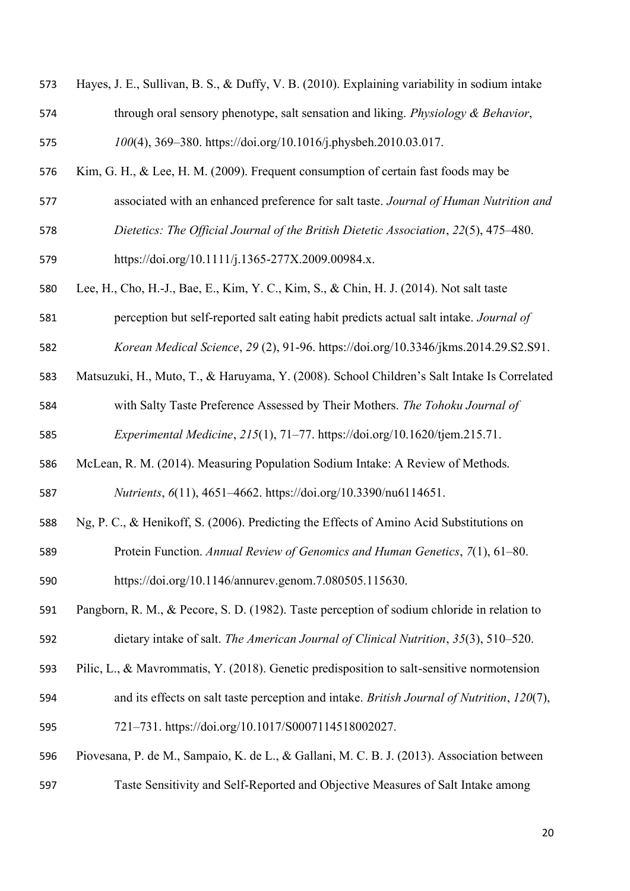Hayes, J. E., Sullivan, B. S., & Duffy, V. B. (2010). Explaining variability in sodium intake through oral sensory phenotype, salt sensation and liking. *Physiology & Behavior*, *100*(4), 369–380. https://doi.org/10.1016/j.physbeh.2010.03.017.

Kim, G. H., & Lee, H. M. (2009). Frequent consumption of certain fast foods may be associated with an enhanced preference for salt taste. *Journal of Human Nutrition and Dietetics: The Official Journal of the British Dietetic Association*, *22*(5), 475–480. https://doi.org/10.1111/j.1365-277X.2009.00984.x.

Lee, H., Cho, H.-J., Bae, E., Kim, Y. C., Kim, S., & Chin, H. J. (2014). Not salt taste perception but self-reported salt eating habit predicts actual salt intake. *Journal of Korean Medical Science*, *29* (2), 91-96. https://doi.org/10.3346/jkms.2014.29.S2.S91.

Matsuzuki, H., Muto, T., & Haruyama, Y. (2008). School Children's Salt Intake Is Correlated with Salty Taste Preference Assessed by Their Mothers. *The Tohoku Journal of Experimental Medicine*, *215*(1), 71–77. https://doi.org/10.1620/tjem.215.71.

McLean, R. M. (2014). Measuring Population Sodium Intake: A Review of Methods. *Nutrients*, *6*(11), 4651–4662. https://doi.org/10.3390/nu6114651.

Ng, P. C., & Henikoff, S. (2006). Predicting the Effects of Amino Acid Substitutions on Protein Function. *Annual Review of Genomics and Human Genetics*, *7*(1), 61–80. https://doi.org/10.1146/annurev.genom.7.080505.115630.

Pangborn, R. M., & Pecore, S. D. (1982). Taste perception of sodium chloride in relation to dietary intake of salt. *The American Journal of Clinical Nutrition*, *35*(3), 510–520.

Pilic, L., & Mavrommatis, Y. (2018). Genetic predisposition to salt-sensitive normotension and its effects on salt taste perception and intake. *British Journal of Nutrition*, *120*(7), 721–731. https://doi.org/10.1017/S0007114518002027.

Piovesana, P. de M., Sampaio, K. de L., & Gallani, M. C. B. J. (2013). Association between Taste Sensitivity and Self-Reported and Objective Measures of Salt Intake among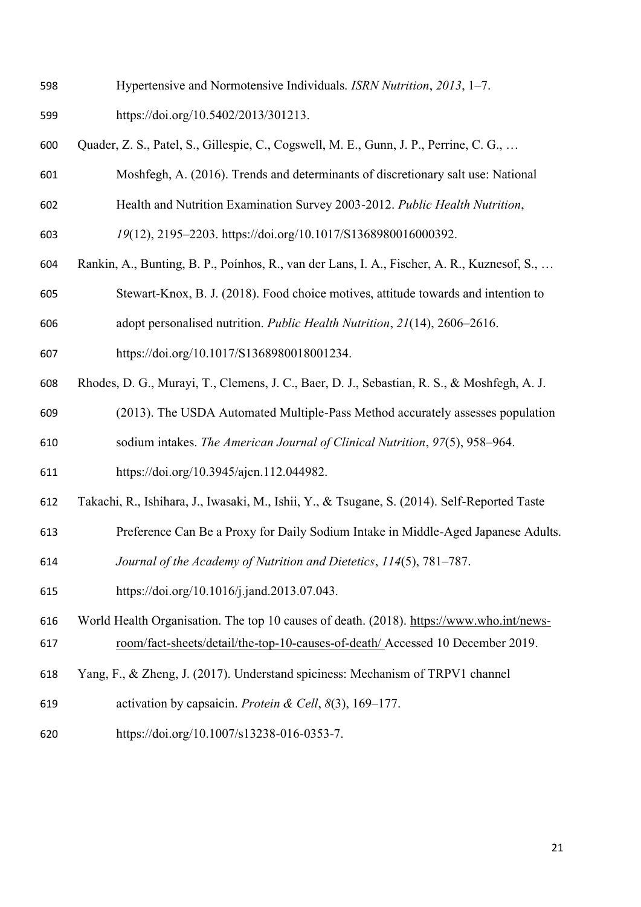Hypertensive and Normotensive Individuals. *ISRN Nutrition*, *2013*, 1–7. https://doi.org/10.5402/2013/301213.

Quader, Z. S., Patel, S., Gillespie, C., Cogswell, M. E., Gunn, J. P., Perrine, C. G., … Moshfegh, A. (2016). Trends and determinants of discretionary salt use: National Health and Nutrition Examination Survey 2003-2012. *Public Health Nutrition*, *19*(12), 2195–2203. https://doi.org/10.1017/S1368980016000392.

Rankin, A., Bunting, B. P., Poínhos, R., van der Lans, I. A., Fischer, A. R., Kuznesof, S., … Stewart-Knox, B. J. (2018). Food choice motives, attitude towards and intention to adopt personalised nutrition. *Public Health Nutrition*, *21*(14), 2606–2616. https://doi.org/10.1017/S1368980018001234.

Rhodes, D. G., Murayi, T., Clemens, J. C., Baer, D. J., Sebastian, R. S., & Moshfegh, A. J. (2013). The USDA Automated Multiple-Pass Method accurately assesses population sodium intakes. *The American Journal of Clinical Nutrition*, *97*(5), 958–964. https://doi.org/10.3945/ajcn.112.044982.

Takachi, R., Ishihara, J., Iwasaki, M., Ishii, Y., & Tsugane, S. (2014). Self-Reported Taste Preference Can Be a Proxy for Daily Sodium Intake in Middle-Aged Japanese Adults. *Journal of the Academy of Nutrition and Dietetics*, *114*(5), 781–787. https://doi.org/10.1016/j.jand.2013.07.043.

World Health Organisation. The top 10 causes of death. (2018). https://www.who.int/news-room/fact-sheets/detail/the-top-10-causes-of-death/ Accessed 10 December 2019.

Yang, F., & Zheng, J. (2017). Understand spiciness: Mechanism of TRPV1 channel activation by capsaicin. *Protein & Cell*, *8*(3), 169–177. https://doi.org/10.1007/s13238-016-0353-7.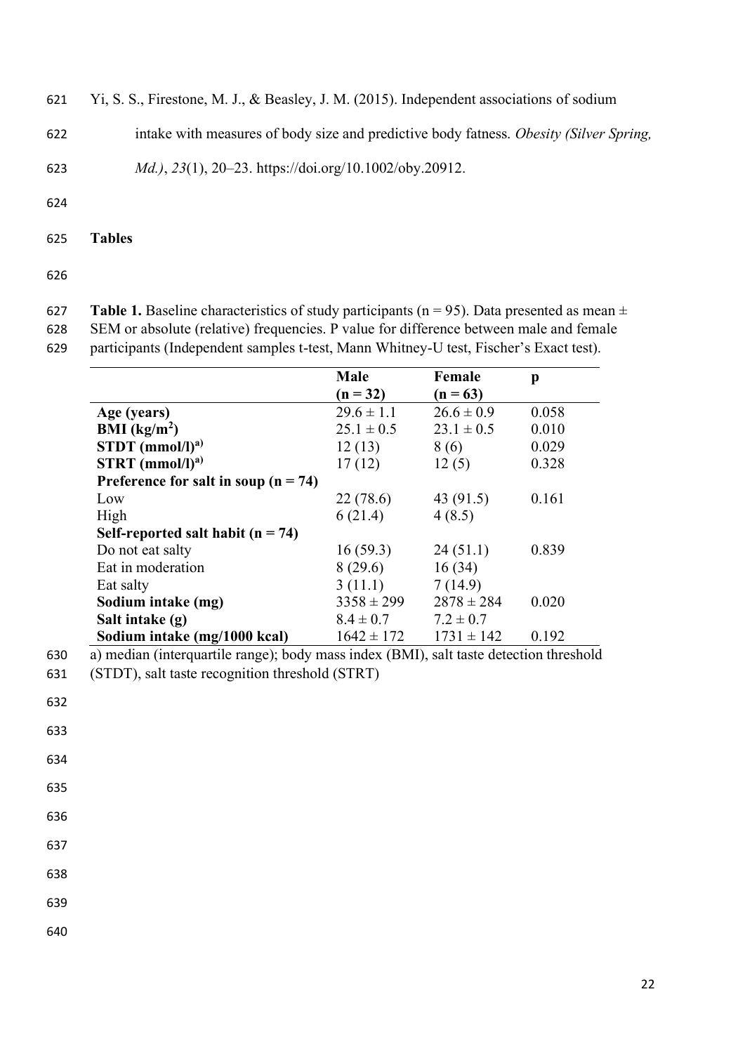Yi, S. S., Firestone, M. J., & Beasley, J. M. (2015). Independent associations of sodium intake with measures of body size and predictive body fatness. *Obesity (Silver Spring, Md.)*, *23*(1), 20–23. https://doi.org/10.1002/oby.20912.

## Tables

**Table 1.** Baseline characteristics of study participants (n = 95). Data presented as mean ± SEM or absolute (relative) frequencies. P value for difference between male and female participants (Independent samples t-test, Mann Whitney-U test, Fischer's Exact test).

| | Male (n = 32) | Female (n = 63) | p |
|---|---|---|---|
| **Age (years)** | 29.6 ± 1.1 | 26.6 ± 0.9 | 0.058 |
| **BMI (kg/m²)** | 25.1 ± 0.5 | 23.1 ± 0.5 | 0.010 |
| **STDT (mmol/l)[a)]** | 12 (13) | 8 (6) | 0.029 |
| **STRT (mmol/l)[a)]** | 17 (12) | 12 (5) | 0.328 |
| **Preference for salt in soup (n = 74)** | | | |
| Low | 22 (78.6) | 43 (91.5) | 0.161 |
| High | 6 (21.4) | 4 (8.5) | |
| **Self-reported salt habit (n = 74)** | | | |
| Do not eat salty | 16 (59.3) | 24 (51.1) | 0.839 |
| Eat in moderation | 8 (29.6) | 16 (34) | |
| Eat salty | 3 (11.1) | 7 (14.9) | |
| **Sodium intake (mg)** | 3358 ± 299 | 2878 ± 284 | 0.020 |
| **Salt intake (g)** | 8.4 ± 0.7 | 7.2 ± 0.7 | |
| **Sodium intake (mg/1000 kcal)** | 1642 ± 172 | 1731 ± 142 | 0.192 |

a) median (interquartile range); body mass index (BMI), salt taste detection threshold (STDT), salt taste recognition threshold (STRT)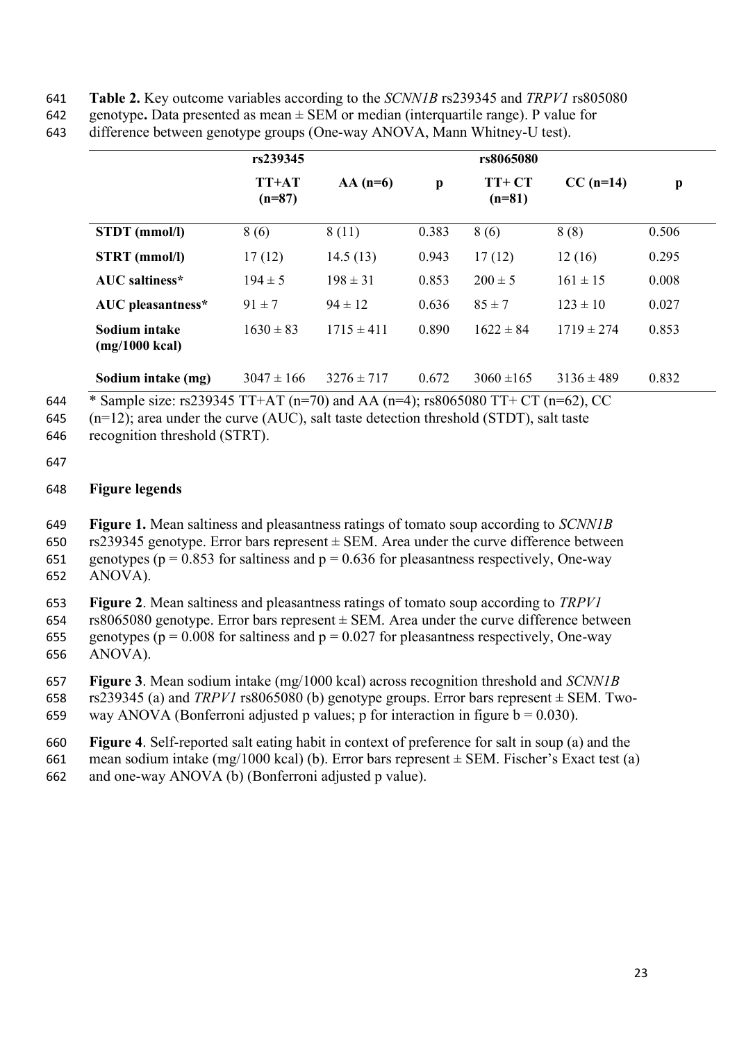**Table 2.** Key outcome variables according to the *SCNN1B* rs239345 and *TRPV1* rs805080 genotype**.** Data presented as mean ± SEM or median (interquartile range). P value for difference between genotype groups (One-way ANOVA, Mann Whitney-U test).

| | rs239345 | | | rs8065080 | | |
|---|---|---|---|---|---|---|
| | TT+AT (n=87) | AA (n=6) | p | TT+ CT (n=81) | CC (n=14) | p |
| **STDT (mmol/l)** | 8 (6) | 8 (11) | 0.383 | 8 (6) | 8 (8) | 0.506 |
| **STRT (mmol/l)** | 17 (12) | 14.5 (13) | 0.943 | 17 (12) | 12 (16) | 0.295 |
| **AUC saltiness*** | 194 ± 5 | 198 ± 31 | 0.853 | 200 ± 5 | 161 ± 15 | 0.008 |
| **AUC pleasantness*** | 91 ± 7 | 94 ± 12 | 0.636 | 85 ± 7 | 123 ± 10 | 0.027 |
| **Sodium intake (mg/1000 kcal)** | 1630 ± 83 | 1715 ± 411 | 0.890 | 1622 ± 84 | 1719 ± 274 | 0.853 |
| **Sodium intake (mg)** | 3047 ± 166 | 3276 ± 717 | 0.672 | 3060 ±165 | 3136 ± 489 | 0.832 |

* Sample size: rs239345 TT+AT (n=70) and AA (n=4); rs8065080 TT+ CT (n=62), CC (n=12); area under the curve (AUC), salt taste detection threshold (STDT), salt taste recognition threshold (STRT).

## Figure legends

**Figure 1.** Mean saltiness and pleasantness ratings of tomato soup according to *SCNN1B* rs239345 genotype. Error bars represent ± SEM. Area under the curve difference between genotypes ($p = 0.853$ for saltiness and $p = 0.636$ for pleasantness respectively, One-way ANOVA).

**Figure 2**. Mean saltiness and pleasantness ratings of tomato soup according to *TRPV1* rs8065080 genotype. Error bars represent ± SEM. Area under the curve difference between genotypes ($p = 0.008$ for saltiness and $p = 0.027$ for pleasantness respectively, One-way ANOVA).

**Figure 3**. Mean sodium intake (mg/1000 kcal) across recognition threshold and *SCNN1B* rs239345 (a) and *TRPV1* rs8065080 (b) genotype groups. Error bars represent ± SEM. Two-way ANOVA (Bonferroni adjusted p values; p for interaction in figure b = 0.030).

**Figure 4**. Self-reported salt eating habit in context of preference for salt in soup (a) and the mean sodium intake (mg/1000 kcal) (b). Error bars represent ± SEM. Fischer's Exact test (a) and one-way ANOVA (b) (Bonferroni adjusted p value).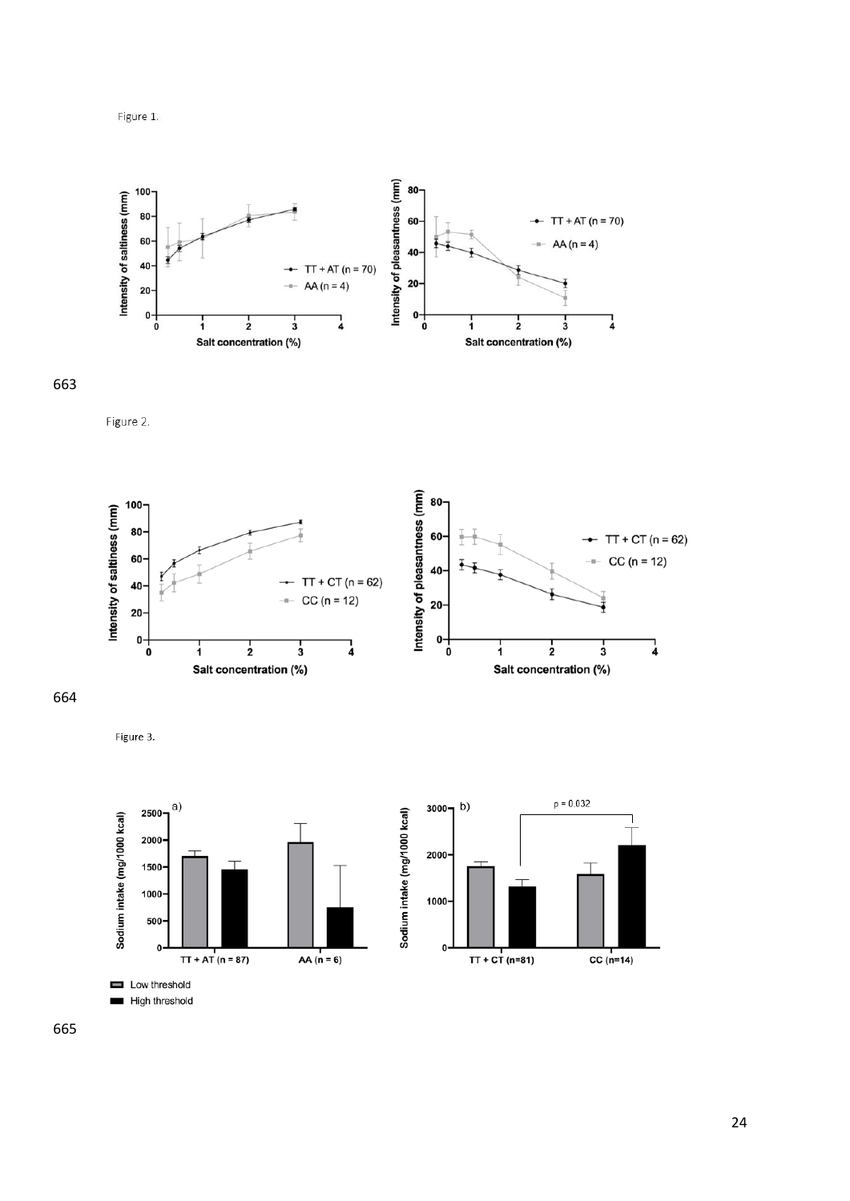Figure 1.

Figure 2.

Figure 3.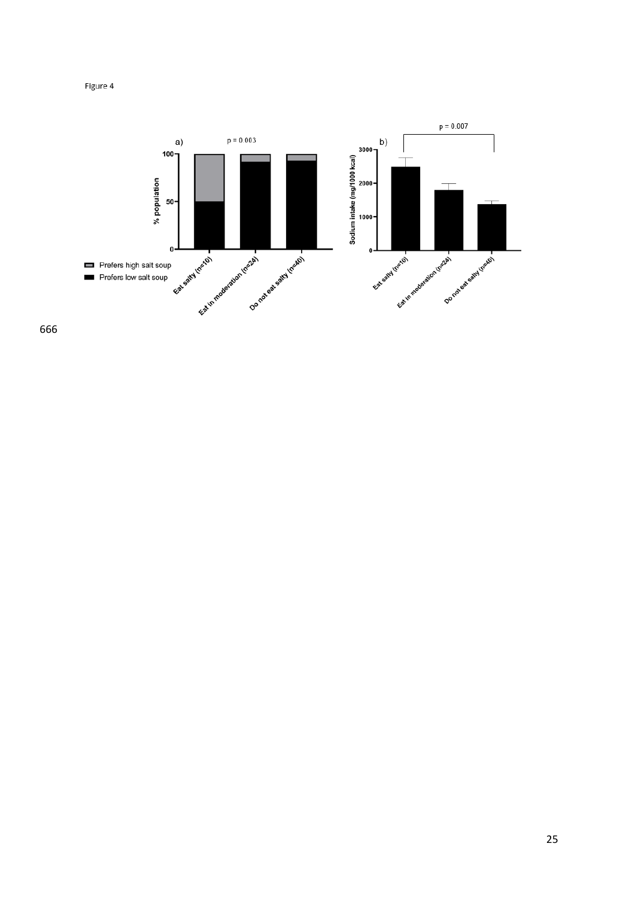Figure 4

a)

p = 0.003

100

50

0

% population

Eat salty (n=10)

Eat in moderation (n=24)

Do not eat salty (n=40)

Prefers high salt soup

Prefers low salt soup

b)

p = 0.007

3000

2000

1000

0

Sodium intake (mg/1000 kcal)

Eat salty (n=10)

Eat in moderation (n=24)

Do not eat salty (n=40)

666